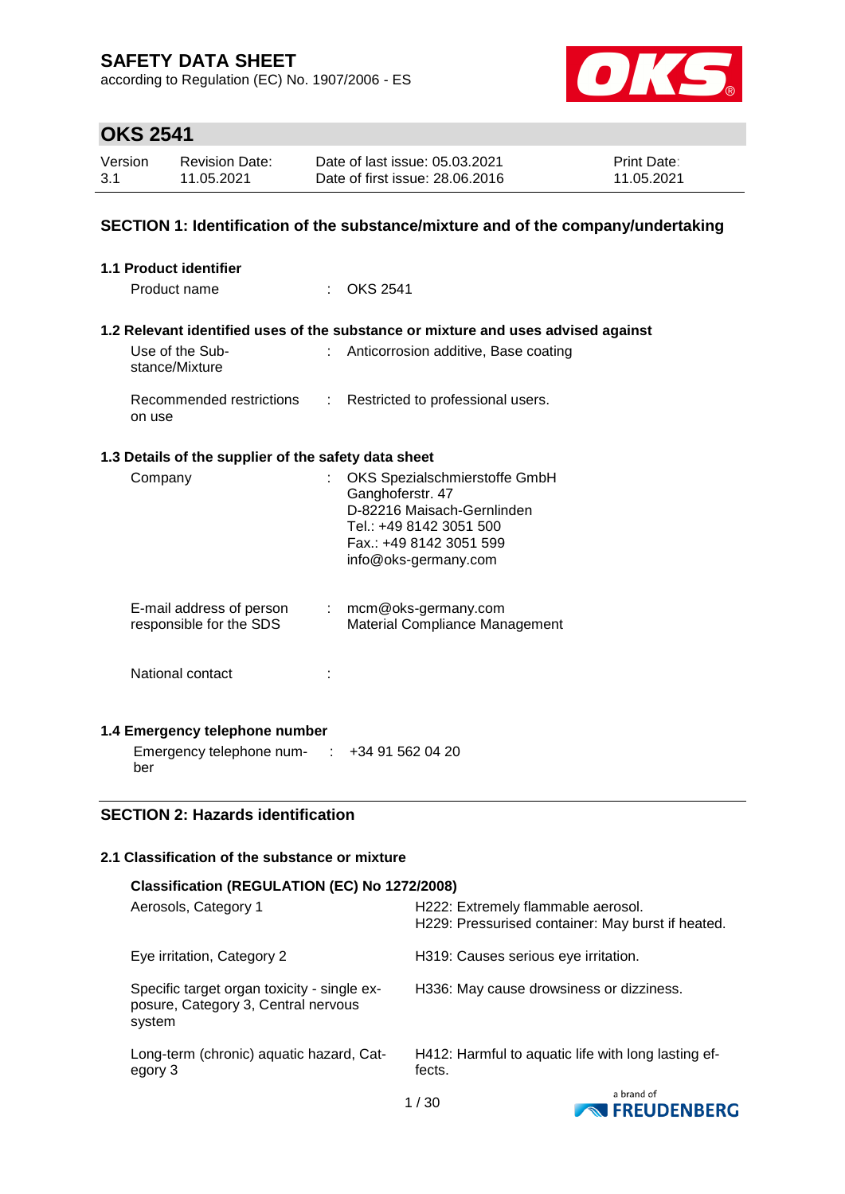# SAFETY DATA SHEET

according to Regulation (EC) No. 1907/2006 - ES

## OKS 2541

| Version | Revision Date: | Date of last issue: 05.03.2021 | Print Date: |
|---|---|---|---|
| 3.1 | 11.05.2021 | Date of first issue: 28.06.2016 | 11.05.2021 |

## SECTION 1: Identification of the substance/mixture and of the company/undertaking

### 1.1 Product identifier

Product name : OKS 2541

### 1.2 Relevant identified uses of the substance or mixture and uses advised against

Use of the Substance/Mixture : Anticorrosion additive, Base coating

Recommended restrictions on use : Restricted to professional users.

### 1.3 Details of the supplier of the safety data sheet

Company : OKS Spezialschmierstoffe GmbH
Ganghoferstr. 47
D-82216 Maisach-Gernlinden
Tel.: +49 8142 3051 500
Fax.: +49 8142 3051 599
info@oks-germany.com

E-mail address of person responsible for the SDS : mcm@oks-germany.com
Material Compliance Management

National contact :

### 1.4 Emergency telephone number

Emergency telephone number : +34 91 562 04 20

## SECTION 2: Hazards identification

### 2.1 Classification of the substance or mixture

**Classification (REGULATION (EC) No 1272/2008)**

| | |
|---|---|
| Aerosols, Category 1 | H222: Extremely flammable aerosol.<br>H229: Pressurised container: May burst if heated. |
| Eye irritation, Category 2 | H319: Causes serious eye irritation. |
| Specific target organ toxicity - single exposure, Category 3, Central nervous system | H336: May cause drowsiness or dizziness. |
| Long-term (chronic) aquatic hazard, Category 3 | H412: Harmful to aquatic life with long lasting effects. |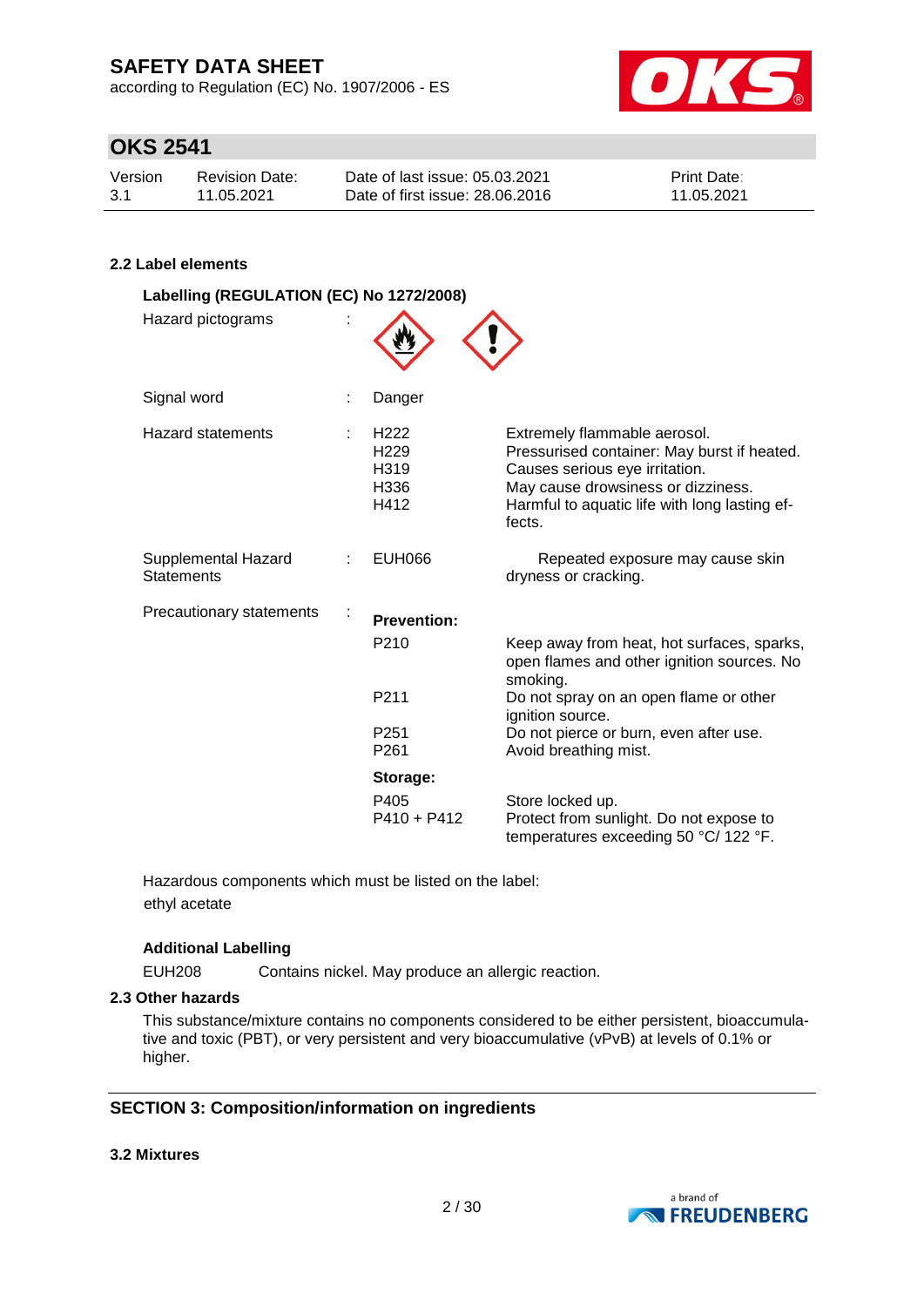#### 2.2 Label elements

**Labelling (REGULATION (EC) No 1272/2008)**

Hazard pictograms :

Signal word : Danger

Hazard statements :

| | |
|---|---|
| H222 | Extremely flammable aerosol. |
| H229 | Pressurised container: May burst if heated. |
| H319 | Causes serious eye irritation. |
| H336 | May cause drowsiness or dizziness. |
| H412 | Harmful to aquatic life with long lasting effects. |

Supplemental Hazard Statements :

| | |
|---|---|
| EUH066 | Repeated exposure may cause skin dryness or cracking. |

Precautionary statements :

**Prevention:**

| | |
|---|---|
| P210 | Keep away from heat, hot surfaces, sparks, open flames and other ignition sources. No smoking. |
| P211 | Do not spray on an open flame or other ignition source. |
| P251 | Do not pierce or burn, even after use. |
| P261 | Avoid breathing mist. |

**Storage:**

| | |
|---|---|
| P405 | Store locked up. |
| P410 + P412 | Protect from sunlight. Do not expose to temperatures exceeding 50 °C/ 122 °F. |

Hazardous components which must be listed on the label:
ethyl acetate

**Additional Labelling**

EUH208 Contains nickel. May produce an allergic reaction.

#### 2.3 Other hazards

This substance/mixture contains no components considered to be either persistent, bioaccumulative and toxic (PBT), or very persistent and very bioaccumulative (vPvB) at levels of 0.1% or higher.

### SECTION 3: Composition/information on ingredients

#### 3.2 Mixtures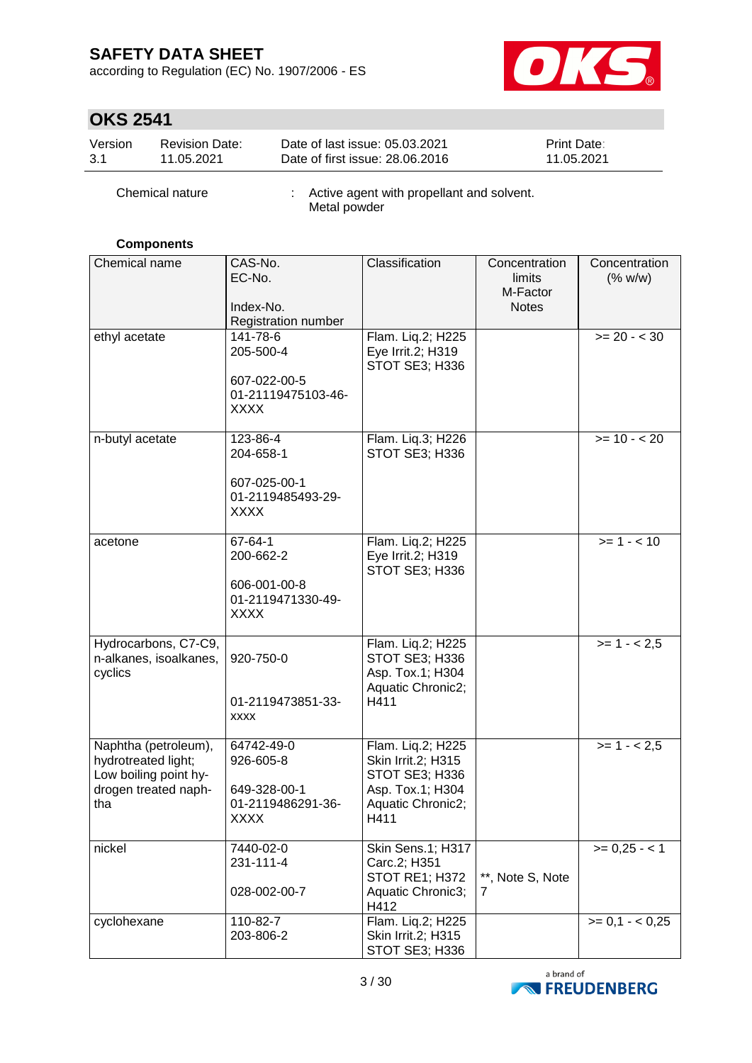Chemical nature : Active agent with propellant and solvent.
Metal powder

**Components**

| Chemical name | CAS-No.<br>EC-No.<br><br>Index-No.<br>Registration number | Classification | Concentration limits<br>M-Factor<br>Notes | Concentration (% w/w) |
|---|---|---|---|---|
| ethyl acetate | 141-78-6<br>205-500-4<br><br>607-022-00-5<br>01-21119475103-46-XXXX | Flam. Liq.2; H225<br>Eye Irrit.2; H319<br>STOT SE3; H336 | | >= 20 - < 30 |
| n-butyl acetate | 123-86-4<br>204-658-1<br><br>607-025-00-1<br>01-2119485493-29-XXXX | Flam. Liq.3; H226<br>STOT SE3; H336 | | >= 10 - < 20 |
| acetone | 67-64-1<br>200-662-2<br><br>606-001-00-8<br>01-2119471330-49-XXXX | Flam. Liq.2; H225<br>Eye Irrit.2; H319<br>STOT SE3; H336 | | >= 1 - < 10 |
| Hydrocarbons, C7-C9, n-alkanes, isoalkanes, cyclics | <br>920-750-0<br><br><br>01-2119473851-33-xxxx | Flam. Liq.2; H225<br>STOT SE3; H336<br>Asp. Tox.1; H304<br>Aquatic Chronic2; H411 | | >= 1 - < 2,5 |
| Naphtha (petroleum), hydrotreated light; Low boiling point hy-drogen treated naph-tha | 64742-49-0<br>926-605-8<br><br>649-328-00-1<br>01-2119486291-36-XXXX | Flam. Liq.2; H225<br>Skin Irrit.2; H315<br>STOT SE3; H336<br>Asp. Tox.1; H304<br>Aquatic Chronic2; H411 | | >= 1 - < 2,5 |
| nickel | 7440-02-0<br>231-111-4<br><br>028-002-00-7 | Skin Sens.1; H317<br>Carc.2; H351<br>STOT RE1; H372<br>Aquatic Chronic3; H412 | **, Note S, Note 7 | >= 0,25 - < 1 |
| cyclohexane | 110-82-7<br>203-806-2 | Flam. Liq.2; H225<br>Skin Irrit.2; H315<br>STOT SE3; H336 | | >= 0,1 - < 0,25 |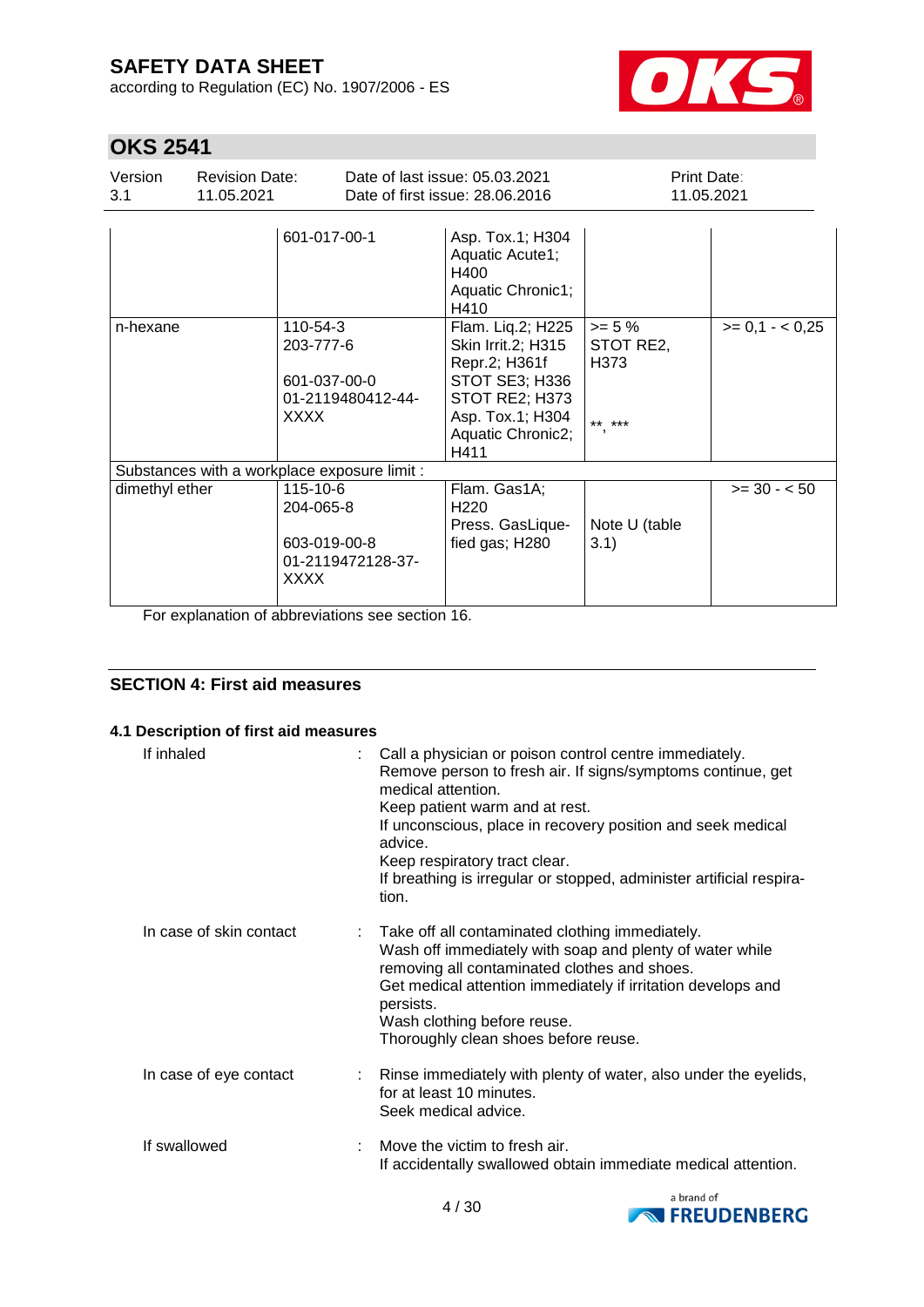| | | | | |
|---|---|---|---|---|
| | 601-017-00-1 | Asp. Tox.1; H304<br>Aquatic Acute1; H400<br>Aquatic Chronic1; H410 | | |
| n-hexane | 110-54-3<br>203-777-6<br><br>601-037-00-0<br>01-2119480412-44-XXXX | Flam. Liq.2; H225<br>Skin Irrit.2; H315<br>Repr.2; H361f<br>STOT SE3; H336<br>STOT RE2; H373<br>Asp. Tox.1; H304<br>Aquatic Chronic2; H411 | >= 5 %<br>STOT RE2, H373<br><br>**, *** | >= 0,1 - < 0,25 |
| Substances with a workplace exposure limit : | | | | |
| dimethyl ether | 115-10-6<br>204-065-8<br><br>603-019-00-8<br>01-2119472128-37-XXXX | Flam. Gas1A; H220<br>Press. GasLiquefied gas; H280 | Note U (table 3.1) | >= 30 - < 50 |

For explanation of abbreviations see section 16.

## SECTION 4: First aid measures

### 4.1 Description of first aid measures

If inhaled : Call a physician or poison control centre immediately.
Remove person to fresh air. If signs/symptoms continue, get medical attention.
Keep patient warm and at rest.
If unconscious, place in recovery position and seek medical advice.
Keep respiratory tract clear.
If breathing is irregular or stopped, administer artificial respiration.

In case of skin contact : Take off all contaminated clothing immediately.
Wash off immediately with soap and plenty of water while removing all contaminated clothes and shoes.
Get medical attention immediately if irritation develops and persists.
Wash clothing before reuse.
Thoroughly clean shoes before reuse.

In case of eye contact : Rinse immediately with plenty of water, also under the eyelids, for at least 10 minutes.
Seek medical advice.

If swallowed : Move the victim to fresh air.
If accidentally swallowed obtain immediate medical attention.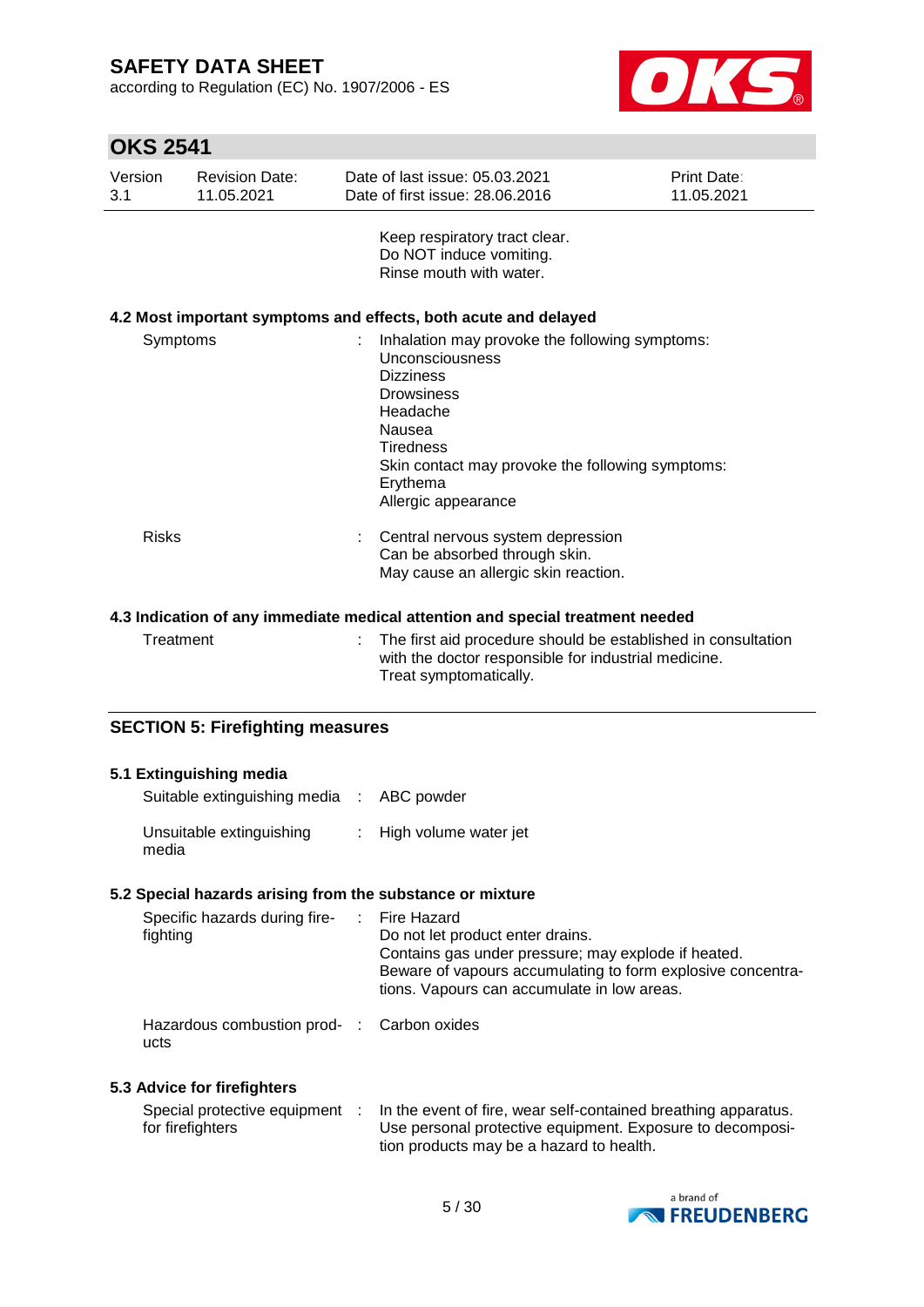Keep respiratory tract clear.
Do NOT induce vomiting.
Rinse mouth with water.

### 4.2 Most important symptoms and effects, both acute and delayed

| | | |
|---|---|---|
| Symptoms | : | Inhalation may provoke the following symptoms:<br>Unconsciousness<br>Dizziness<br>Drowsiness<br>Headache<br>Nausea<br>Tiredness<br>Skin contact may provoke the following symptoms:<br>Erythema<br>Allergic appearance |
| Risks | : | Central nervous system depression<br>Can be absorbed through skin.<br>May cause an allergic skin reaction. |

### 4.3 Indication of any immediate medical attention and special treatment needed

| | | |
|---|---|---|
| Treatment | : | The first aid procedure should be established in consultation with the doctor responsible for industrial medicine.<br>Treat symptomatically. |

## SECTION 5: Firefighting measures

### 5.1 Extinguishing media

| | | |
|---|---|---|
| Suitable extinguishing media | : | ABC powder |
| Unsuitable extinguishing media | : | High volume water jet |

### 5.2 Special hazards arising from the substance or mixture

| | | |
|---|---|---|
| Specific hazards during fire-fighting | : | Fire Hazard<br>Do not let product enter drains.<br>Contains gas under pressure; may explode if heated.<br>Beware of vapours accumulating to form explosive concentrations. Vapours can accumulate in low areas. |
| Hazardous combustion products | : | Carbon oxides |

### 5.3 Advice for firefighters

| | | |
|---|---|---|
| Special protective equipment for firefighters | : | In the event of fire, wear self-contained breathing apparatus. Use personal protective equipment. Exposure to decomposition products may be a hazard to health. |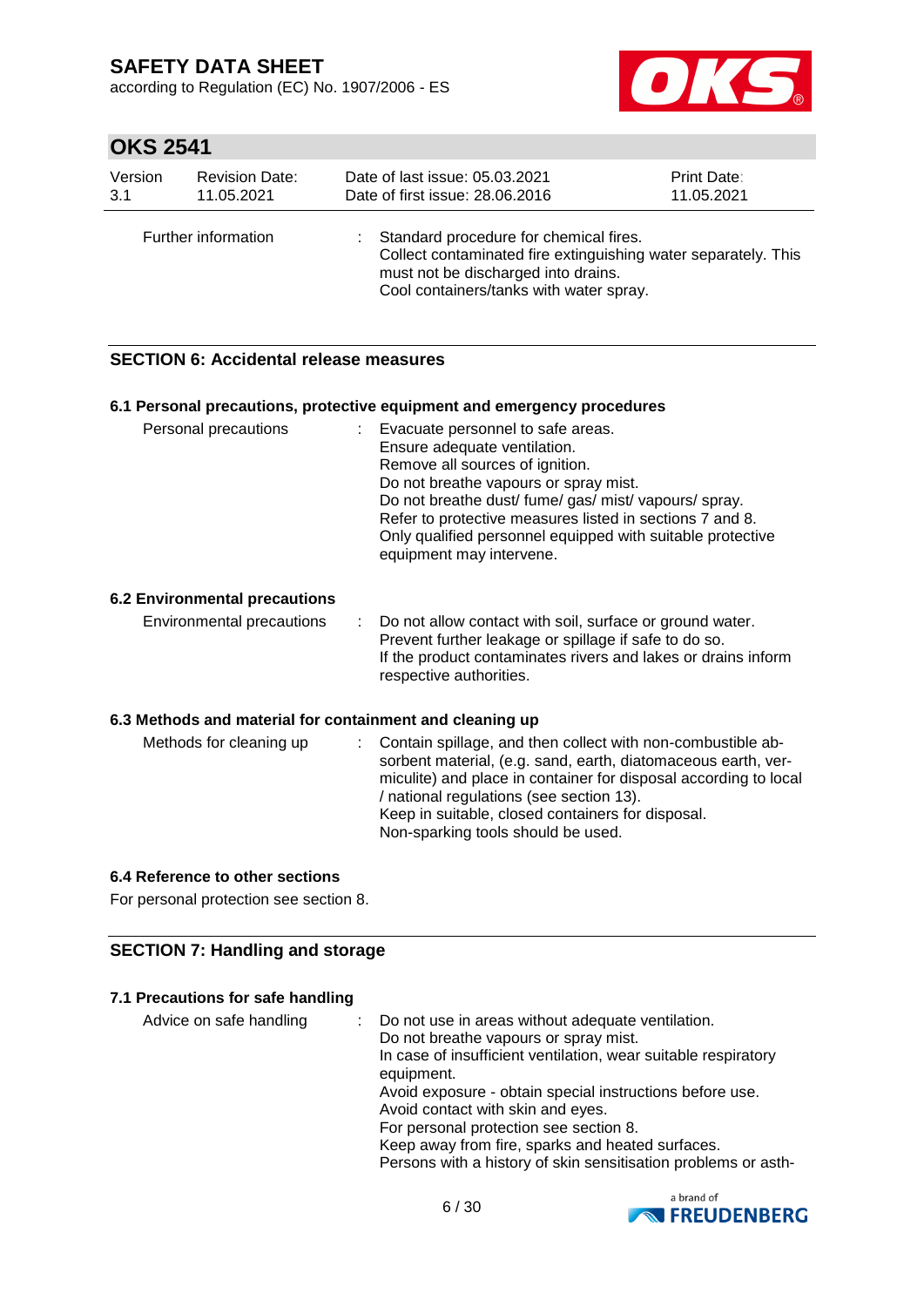Further information : Standard procedure for chemical fires.
Collect contaminated fire extinguishing water separately. This must not be discharged into drains.
Cool containers/tanks with water spray.

## SECTION 6: Accidental release measures

### 6.1 Personal precautions, protective equipment and emergency procedures

Personal precautions : Evacuate personnel to safe areas.
Ensure adequate ventilation.
Remove all sources of ignition.
Do not breathe vapours or spray mist.
Do not breathe dust/ fume/ gas/ mist/ vapours/ spray.
Refer to protective measures listed in sections 7 and 8.
Only qualified personnel equipped with suitable protective equipment may intervene.

### 6.2 Environmental precautions

Environmental precautions : Do not allow contact with soil, surface or ground water.
Prevent further leakage or spillage if safe to do so.
If the product contaminates rivers and lakes or drains inform respective authorities.

### 6.3 Methods and material for containment and cleaning up

Methods for cleaning up : Contain spillage, and then collect with non-combustible absorbent material, (e.g. sand, earth, diatomaceous earth, vermiculite) and place in container for disposal according to local / national regulations (see section 13).
Keep in suitable, closed containers for disposal.
Non-sparking tools should be used.

### 6.4 Reference to other sections

For personal protection see section 8.

## SECTION 7: Handling and storage

### 7.1 Precautions for safe handling

Advice on safe handling : Do not use in areas without adequate ventilation.
Do not breathe vapours or spray mist.
In case of insufficient ventilation, wear suitable respiratory equipment.
Avoid exposure - obtain special instructions before use.
Avoid contact with skin and eyes.
For personal protection see section 8.
Keep away from fire, sparks and heated surfaces.
Persons with a history of skin sensitisation problems or asth-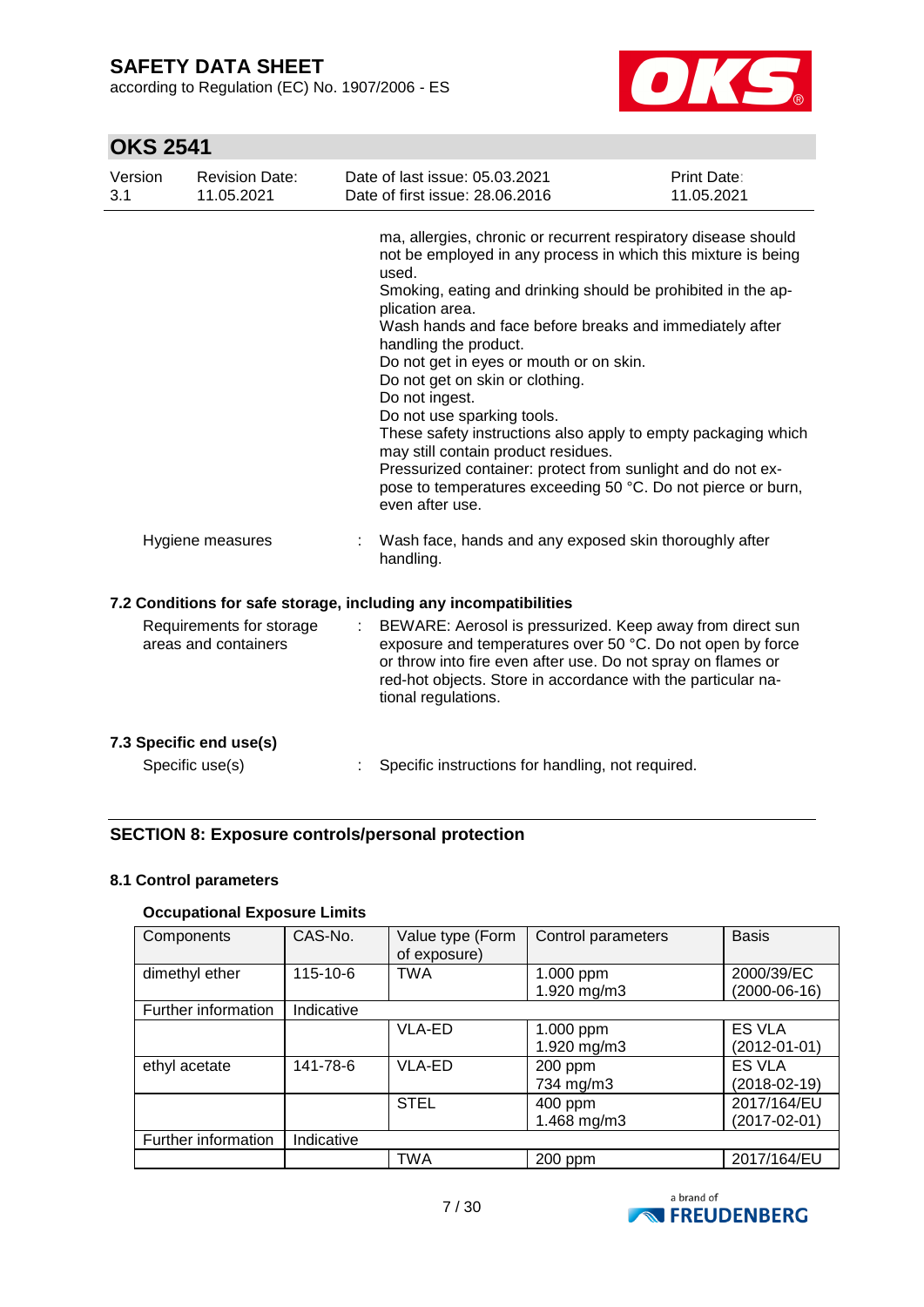ma, allergies, chronic or recurrent respiratory disease should not be employed in any process in which this mixture is being used.
Smoking, eating and drinking should be prohibited in the application area.
Wash hands and face before breaks and immediately after handling the product.
Do not get in eyes or mouth or on skin.
Do not get on skin or clothing.
Do not ingest.
Do not use sparking tools.
These safety instructions also apply to empty packaging which may still contain product residues.
Pressurized container: protect from sunlight and do not expose to temperatures exceeding 50 °C. Do not pierce or burn, even after use.

Hygiene measures : Wash face, hands and any exposed skin thoroughly after handling.

### 7.2 Conditions for safe storage, including any incompatibilities

Requirements for storage areas and containers : BEWARE: Aerosol is pressurized. Keep away from direct sun exposure and temperatures over 50 °C. Do not open by force or throw into fire even after use. Do not spray on flames or red-hot objects. Store in accordance with the particular national regulations.

### 7.3 Specific end use(s)

Specific use(s) : Specific instructions for handling, not required.

## SECTION 8: Exposure controls/personal protection

### 8.1 Control parameters

**Occupational Exposure Limits**

| Components | CAS-No. | Value type (Form of exposure) | Control parameters | Basis |
|---|---|---|---|---|
| dimethyl ether | 115-10-6 | TWA | 1.000 ppm<br>1.920 mg/m3 | 2000/39/EC<br>(2000-06-16) |
| Further information | Indicative | | | |
| | | VLA-ED | 1.000 ppm<br>1.920 mg/m3 | ES VLA<br>(2012-01-01) |
| ethyl acetate | 141-78-6 | VLA-ED | 200 ppm<br>734 mg/m3 | ES VLA<br>(2018-02-19) |
| | | STEL | 400 ppm<br>1.468 mg/m3 | 2017/164/EU<br>(2017-02-01) |
| Further information | Indicative | | | |
| | | TWA | 200 ppm | 2017/164/EU |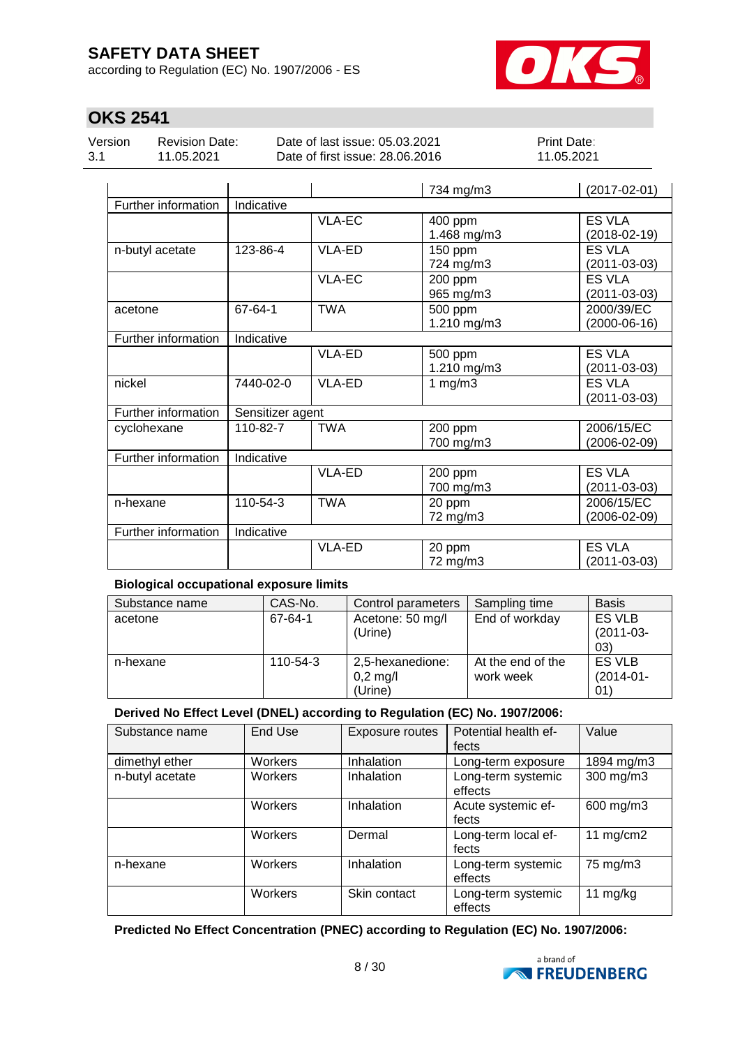| | | | 734 mg/m3 | (2017-02-01) |
|---|---|---|---|---|
| Further information | Indicative | | | |
| | | VLA-EC | 400 ppm<br>1.468 mg/m3 | ES VLA<br>(2018-02-19) |
| n-butyl acetate | 123-86-4 | VLA-ED | 150 ppm<br>724 mg/m3 | ES VLA<br>(2011-03-03) |
| | | VLA-EC | 200 ppm<br>965 mg/m3 | ES VLA<br>(2011-03-03) |
| acetone | 67-64-1 | TWA | 500 ppm<br>1.210 mg/m3 | 2000/39/EC<br>(2000-06-16) |
| Further information | Indicative | | | |
| | | VLA-ED | 500 ppm<br>1.210 mg/m3 | ES VLA<br>(2011-03-03) |
| nickel | 7440-02-0 | VLA-ED | 1 mg/m3 | ES VLA<br>(2011-03-03) |
| Further information | Sensitizer agent | | | |
| cyclohexane | 110-82-7 | TWA | 200 ppm<br>700 mg/m3 | 2006/15/EC<br>(2006-02-09) |
| Further information | Indicative | | | |
| | | VLA-ED | 200 ppm<br>700 mg/m3 | ES VLA<br>(2011-03-03) |
| n-hexane | 110-54-3 | TWA | 20 ppm<br>72 mg/m3 | 2006/15/EC<br>(2006-02-09) |
| Further information | Indicative | | | |
| | | VLA-ED | 20 ppm<br>72 mg/m3 | ES VLA<br>(2011-03-03) |

**Biological occupational exposure limits**

| Substance name | CAS-No. | Control parameters | Sampling time | Basis |
|---|---|---|---|---|
| acetone | 67-64-1 | Acetone: 50 mg/l (Urine) | End of workday | ES VLB (2011-03-03) |
| n-hexane | 110-54-3 | 2,5-hexanedione: 0,2 mg/l (Urine) | At the end of the work week | ES VLB (2014-01-01) |

**Derived No Effect Level (DNEL) according to Regulation (EC) No. 1907/2006:**

| Substance name | End Use | Exposure routes | Potential health effects | Value |
|---|---|---|---|---|
| dimethyl ether | Workers | Inhalation | Long-term exposure | 1894 mg/m3 |
| n-butyl acetate | Workers | Inhalation | Long-term systemic effects | 300 mg/m3 |
| | Workers | Inhalation | Acute systemic effects | 600 mg/m3 |
| | Workers | Dermal | Long-term local effects | 11 mg/cm2 |
| n-hexane | Workers | Inhalation | Long-term systemic effects | 75 mg/m3 |
| | Workers | Skin contact | Long-term systemic effects | 11 mg/kg |

**Predicted No Effect Concentration (PNEC) according to Regulation (EC) No. 1907/2006:**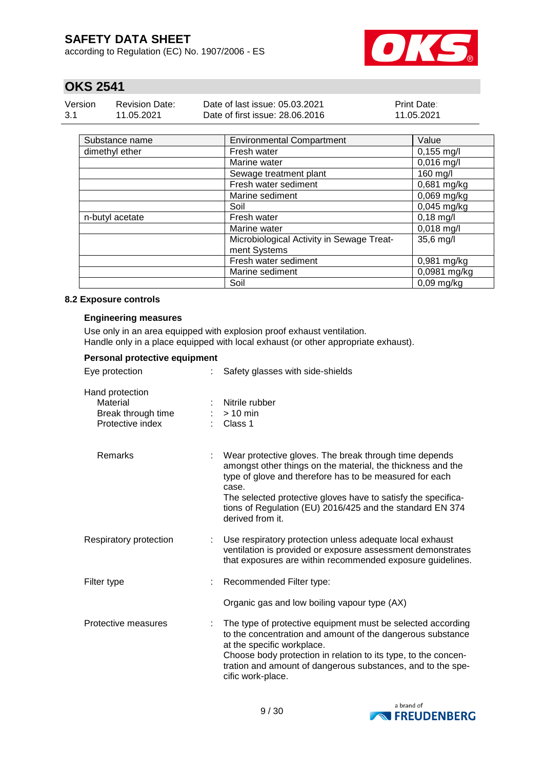| Substance name | Environmental Compartment | Value |
|---|---|---|
| dimethyl ether | Fresh water | 0,155 mg/l |
| | Marine water | 0,016 mg/l |
| | Sewage treatment plant | 160 mg/l |
| | Fresh water sediment | 0,681 mg/kg |
| | Marine sediment | 0,069 mg/kg |
| | Soil | 0,045 mg/kg |
| n-butyl acetate | Fresh water | 0,18 mg/l |
| | Marine water | 0,018 mg/l |
| | Microbiological Activity in Sewage Treatment Systems | 35,6 mg/l |
| | Fresh water sediment | 0,981 mg/kg |
| | Marine sediment | 0,0981 mg/kg |
| | Soil | 0,09 mg/kg |

### 8.2 Exposure controls

#### Engineering measures

Use only in an area equipped with explosion proof exhaust ventilation.
Handle only in a place equipped with local exhaust (or other appropriate exhaust).

#### Personal protective equipment

Eye protection : Safety glasses with side-shields

Hand protection
- Material : Nitrile rubber
- Break through time : > 10 min
- Protective index : Class 1

Remarks : Wear protective gloves. The break through time depends amongst other things on the material, the thickness and the type of glove and therefore has to be measured for each case.
The selected protective gloves have to satisfy the specifications of Regulation (EU) 2016/425 and the standard EN 374 derived from it.

Respiratory protection : Use respiratory protection unless adequate local exhaust ventilation is provided or exposure assessment demonstrates that exposures are within recommended exposure guidelines.

Filter type : Recommended Filter type:

Organic gas and low boiling vapour type (AX)

Protective measures : The type of protective equipment must be selected according to the concentration and amount of the dangerous substance at the specific workplace.
Choose body protection in relation to its type, to the concentration and amount of dangerous substances, and to the specific work-place.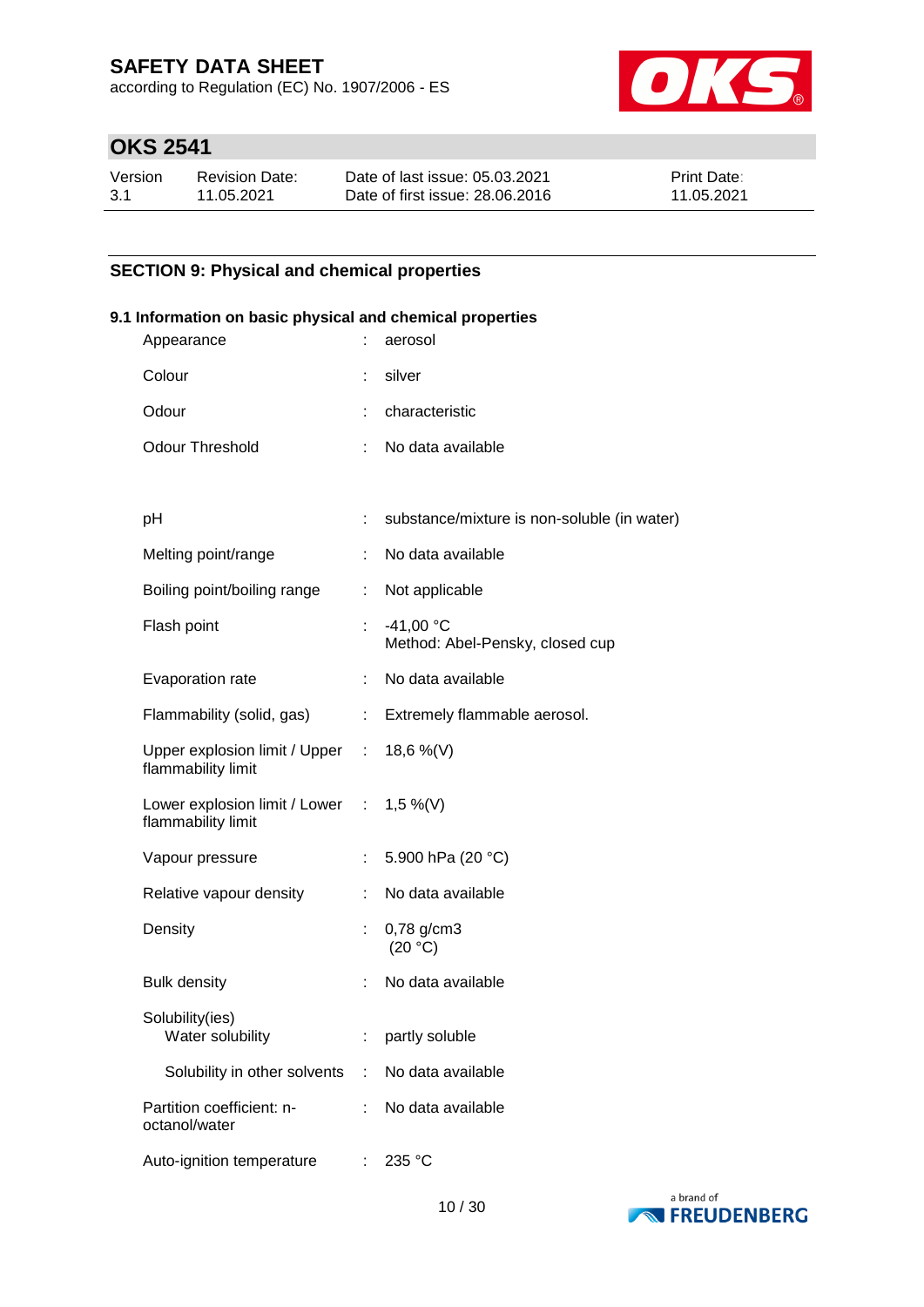## SECTION 9: Physical and chemical properties

### 9.1 Information on basic physical and chemical properties

| Property | | Value |
|---|---|---|
| Appearance | : | aerosol |
| Colour | : | silver |
| Odour | : | characteristic |
| Odour Threshold | : | No data available |
| pH | : | substance/mixture is non-soluble (in water) |
| Melting point/range | : | No data available |
| Boiling point/boiling range | : | Not applicable |
| Flash point | : | -41,00 °C<br>Method: Abel-Pensky, closed cup |
| Evaporation rate | : | No data available |
| Flammability (solid, gas) | : | Extremely flammable aerosol. |
| Upper explosion limit / Upper flammability limit | : | 18,6 %(V) |
| Lower explosion limit / Lower flammability limit | : | 1,5 %(V) |
| Vapour pressure | : | 5.900 hPa (20 °C) |
| Relative vapour density | : | No data available |
| Density | : | 0,78 g/cm3<br>(20 °C) |
| Bulk density | : | No data available |
| Solubility(ies)<br>Water solubility | : | partly soluble |
| Solubility in other solvents | : | No data available |
| Partition coefficient: n-octanol/water | : | No data available |
| Auto-ignition temperature | : | 235 °C |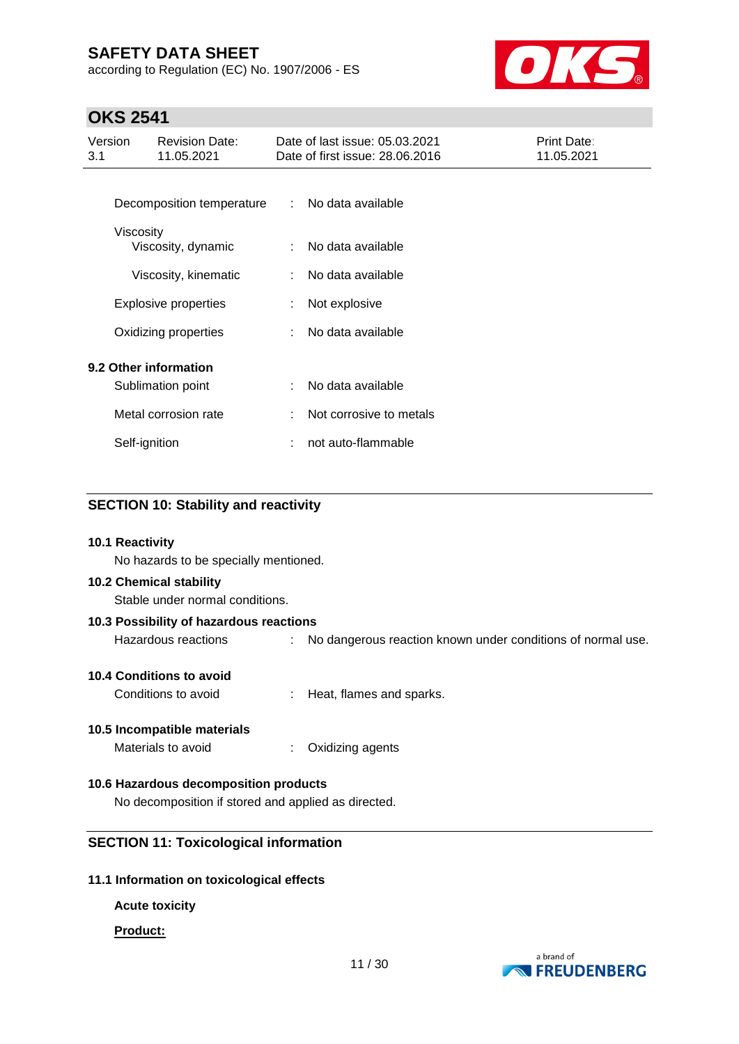| | | |
|---|---|---|
| Decomposition temperature | : | No data available |
| Viscosity | | |
| Viscosity, dynamic | : | No data available |
| Viscosity, kinematic | : | No data available |
| Explosive properties | : | Not explosive |
| Oxidizing properties | : | No data available |

**9.2 Other information**

| | | |
|---|---|---|
| Sublimation point | : | No data available |
| Metal corrosion rate | : | Not corrosive to metals |
| Self-ignition | : | not auto-flammable |

## SECTION 10: Stability and reactivity

**10.1 Reactivity**

No hazards to be specially mentioned.

**10.2 Chemical stability**

Stable under normal conditions.

**10.3 Possibility of hazardous reactions**

Hazardous reactions : No dangerous reaction known under conditions of normal use.

**10.4 Conditions to avoid**

Conditions to avoid : Heat, flames and sparks.

**10.5 Incompatible materials**

Materials to avoid : Oxidizing agents

**10.6 Hazardous decomposition products**

No decomposition if stored and applied as directed.

## SECTION 11: Toxicological information

**11.1 Information on toxicological effects**

**Acute toxicity**

**Product:**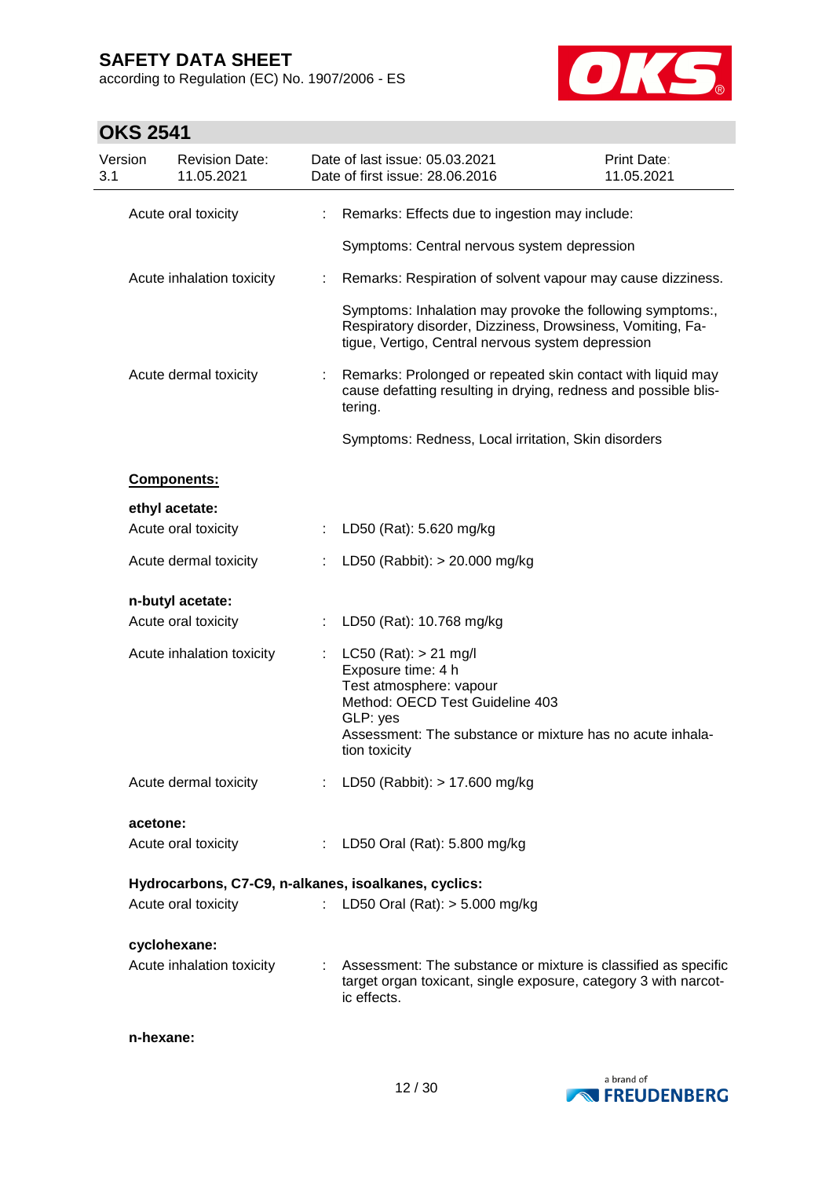Acute oral toxicity : Remarks: Effects due to ingestion may include:

Symptoms: Central nervous system depression

Acute inhalation toxicity : Remarks: Respiration of solvent vapour may cause dizziness.

Symptoms: Inhalation may provoke the following symptoms:, Respiratory disorder, Dizziness, Drowsiness, Vomiting, Fatigue, Vertigo, Central nervous system depression

Acute dermal toxicity : Remarks: Prolonged or repeated skin contact with liquid may cause defatting resulting in drying, redness and possible blistering.

Symptoms: Redness, Local irritation, Skin disorders

**Components:**

**ethyl acetate:**

Acute oral toxicity : LD50 (Rat): 5.620 mg/kg

Acute dermal toxicity : LD50 (Rabbit): > 20.000 mg/kg

**n-butyl acetate:**

Acute oral toxicity : LD50 (Rat): 10.768 mg/kg

Acute inhalation toxicity : LC50 (Rat): > 21 mg/l
Exposure time: 4 h
Test atmosphere: vapour
Method: OECD Test Guideline 403
GLP: yes
Assessment: The substance or mixture has no acute inhalation toxicity

Acute dermal toxicity : LD50 (Rabbit): > 17.600 mg/kg

**acetone:**

Acute oral toxicity : LD50 Oral (Rat): 5.800 mg/kg

**Hydrocarbons, C7-C9, n-alkanes, isoalkanes, cyclics:**

Acute oral toxicity : LD50 Oral (Rat): > 5.000 mg/kg

**cyclohexane:**

Acute inhalation toxicity : Assessment: The substance or mixture is classified as specific target organ toxicant, single exposure, category 3 with narcotic effects.

**n-hexane:**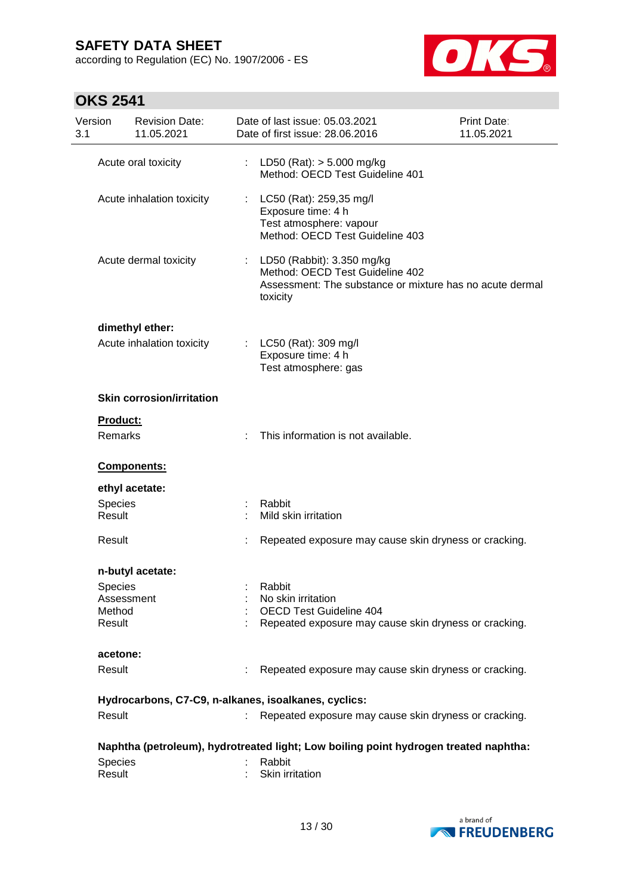Acute oral toxicity : LD50 (Rat): > 5.000 mg/kg
Method: OECD Test Guideline 401

Acute inhalation toxicity : LC50 (Rat): 259,35 mg/l
Exposure time: 4 h
Test atmosphere: vapour
Method: OECD Test Guideline 403

Acute dermal toxicity : LD50 (Rabbit): 3.350 mg/kg
Method: OECD Test Guideline 402
Assessment: The substance or mixture has no acute dermal toxicity

**dimethyl ether:**

Acute inhalation toxicity : LC50 (Rat): 309 mg/l
Exposure time: 4 h
Test atmosphere: gas

**Skin corrosion/irritation**

**Product:**

Remarks : This information is not available.

**Components:**

**ethyl acetate:**

Species : Rabbit
Result : Mild skin irritation

Result : Repeated exposure may cause skin dryness or cracking.

**n-butyl acetate:**

Species : Rabbit
Assessment : No skin irritation
Method : OECD Test Guideline 404
Result : Repeated exposure may cause skin dryness or cracking.

**acetone:**

Result : Repeated exposure may cause skin dryness or cracking.

**Hydrocarbons, C7-C9, n-alkanes, isoalkanes, cyclics:**

Result : Repeated exposure may cause skin dryness or cracking.

**Naphtha (petroleum), hydrotreated light; Low boiling point hydrogen treated naphtha:**

Species : Rabbit
Result : Skin irritation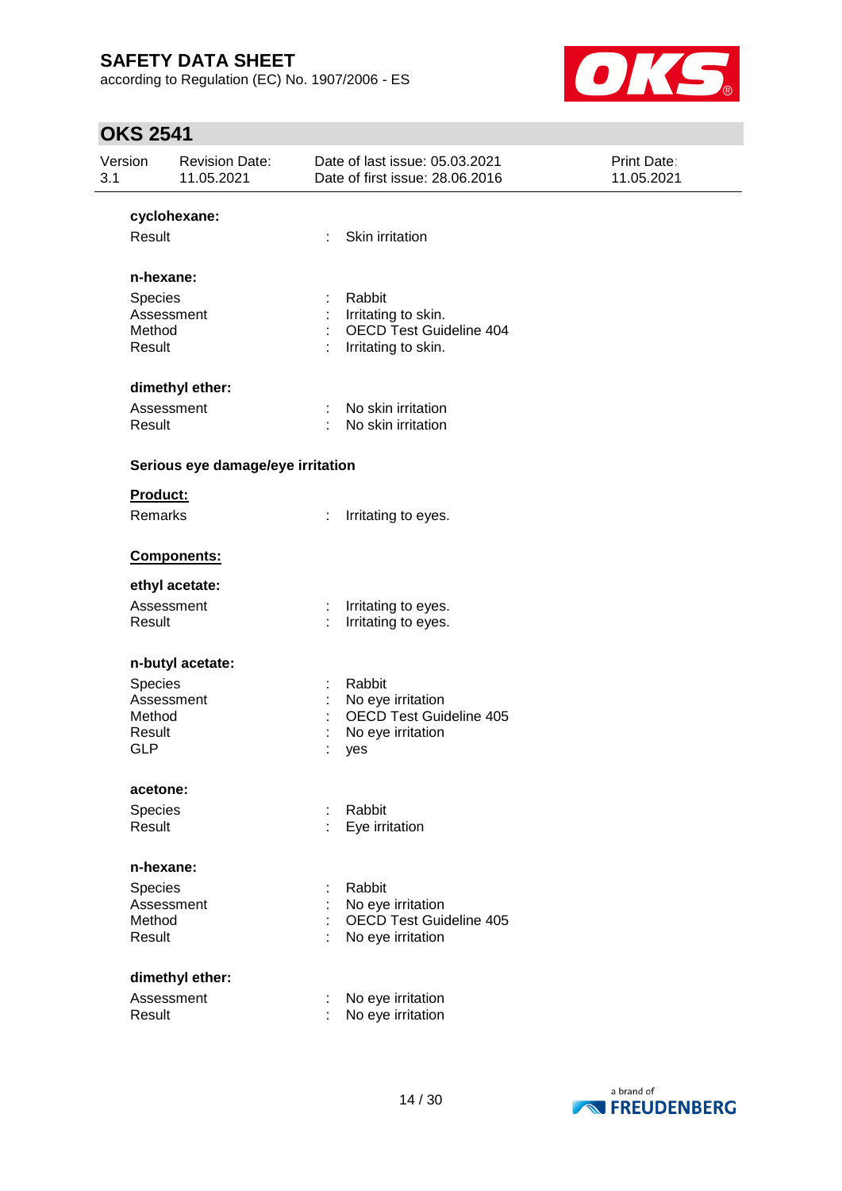**cyclohexane:**

Result : Skin irritation

**n-hexane:**

Species : Rabbit
Assessment : Irritating to skin.
Method : OECD Test Guideline 404
Result : Irritating to skin.

**dimethyl ether:**

Assessment : No skin irritation
Result : No skin irritation

**Serious eye damage/eye irritation**

**Product:**

Remarks : Irritating to eyes.

**Components:**

**ethyl acetate:**

Assessment : Irritating to eyes.
Result : Irritating to eyes.

**n-butyl acetate:**

Species : Rabbit
Assessment : No eye irritation
Method : OECD Test Guideline 405
Result : No eye irritation
GLP : yes

**acetone:**

Species : Rabbit
Result : Eye irritation

**n-hexane:**

Species : Rabbit
Assessment : No eye irritation
Method : OECD Test Guideline 405
Result : No eye irritation

**dimethyl ether:**

Assessment : No eye irritation
Result : No eye irritation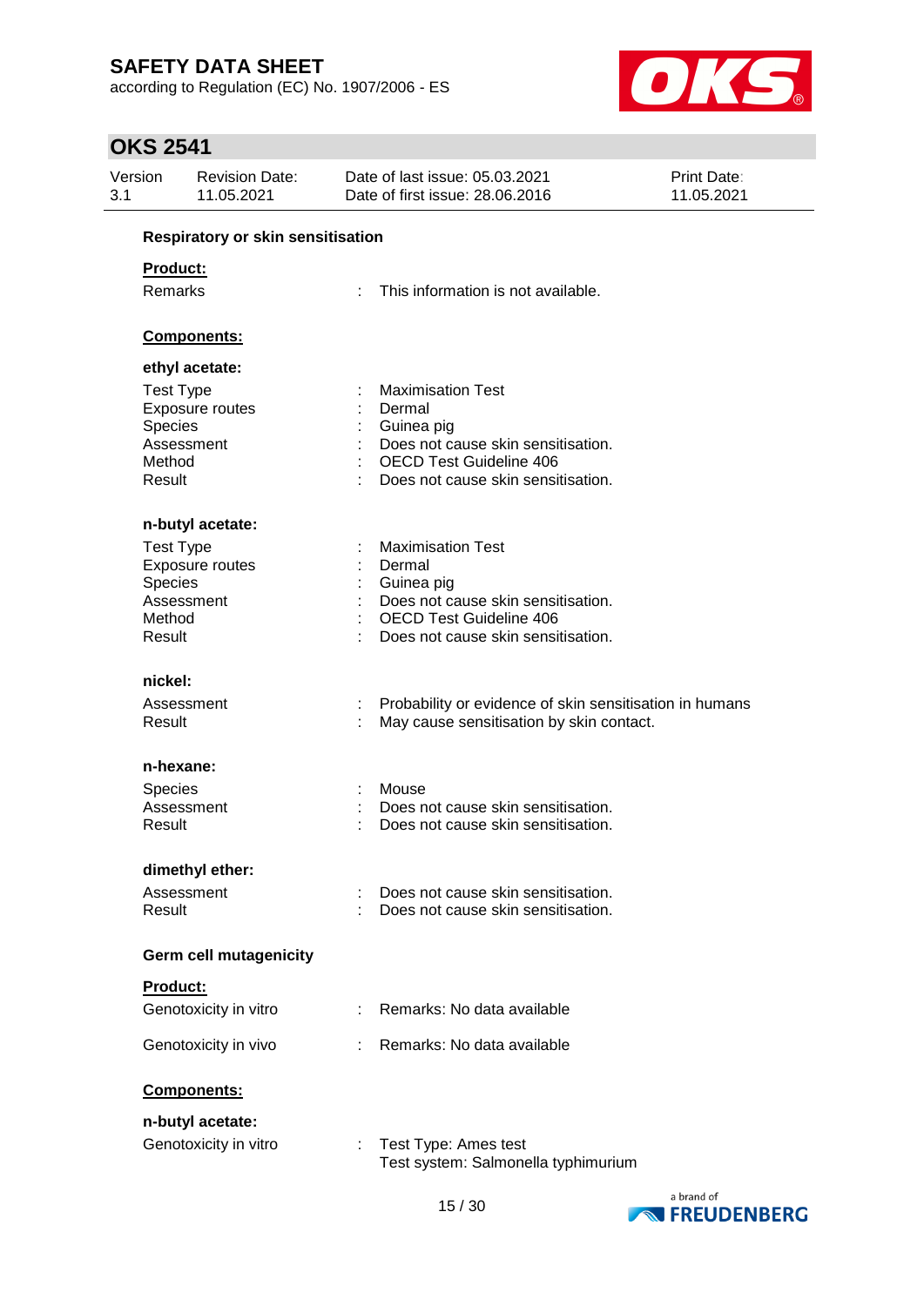**Respiratory or skin sensitisation**

**Product:**

| | | |
|---|---|---|
| Remarks | : | This information is not available. |

**Components:**

**ethyl acetate:**

| | | |
|---|---|---|
| Test Type | : | Maximisation Test |
| Exposure routes | : | Dermal |
| Species | : | Guinea pig |
| Assessment | : | Does not cause skin sensitisation. |
| Method | : | OECD Test Guideline 406 |
| Result | : | Does not cause skin sensitisation. |

**n-butyl acetate:**

| | | |
|---|---|---|
| Test Type | : | Maximisation Test |
| Exposure routes | : | Dermal |
| Species | : | Guinea pig |
| Assessment | : | Does not cause skin sensitisation. |
| Method | : | OECD Test Guideline 406 |
| Result | : | Does not cause skin sensitisation. |

**nickel:**

| | | |
|---|---|---|
| Assessment | : | Probability or evidence of skin sensitisation in humans |
| Result | : | May cause sensitisation by skin contact. |

**n-hexane:**

| | | |
|---|---|---|
| Species | : | Mouse |
| Assessment | : | Does not cause skin sensitisation. |
| Result | : | Does not cause skin sensitisation. |

**dimethyl ether:**

| | | |
|---|---|---|
| Assessment | : | Does not cause skin sensitisation. |
| Result | : | Does not cause skin sensitisation. |

**Germ cell mutagenicity**

**Product:**

| | | |
|---|---|---|
| Genotoxicity in vitro | : | Remarks: No data available |
| Genotoxicity in vivo | : | Remarks: No data available |

**Components:**

**n-butyl acetate:**

| | | |
|---|---|---|
| Genotoxicity in vitro | : | Test Type: Ames test<br>Test system: Salmonella typhimurium |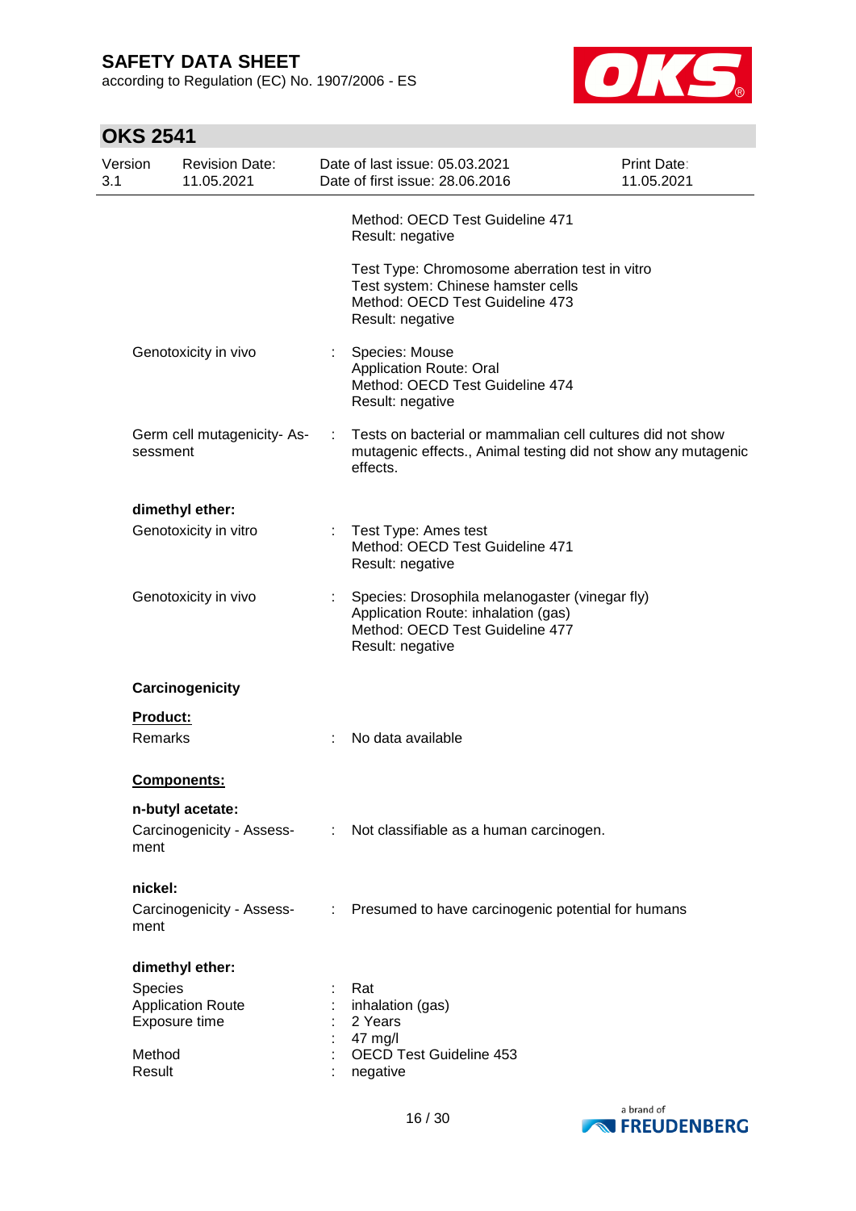Method: OECD Test Guideline 471
Result: negative

Test Type: Chromosome aberration test in vitro
Test system: Chinese hamster cells
Method: OECD Test Guideline 473
Result: negative

Genotoxicity in vivo : Species: Mouse
Application Route: Oral
Method: OECD Test Guideline 474
Result: negative

Germ cell mutagenicity- Assessment : Tests on bacterial or mammalian cell cultures did not show mutagenic effects., Animal testing did not show any mutagenic effects.

**dimethyl ether:**

Genotoxicity in vitro : Test Type: Ames test
Method: OECD Test Guideline 471
Result: negative

Genotoxicity in vivo : Species: Drosophila melanogaster (vinegar fly)
Application Route: inhalation (gas)
Method: OECD Test Guideline 477
Result: negative

**Carcinogenicity**

**Product:**

Remarks : No data available

**Components:**

**n-butyl acetate:**

Carcinogenicity - Assessment : Not classifiable as a human carcinogen.

**nickel:**

Carcinogenicity - Assessment : Presumed to have carcinogenic potential for humans

**dimethyl ether:**

Species : Rat
Application Route : inhalation (gas)
Exposure time : 2 Years
: 47 mg/l
Method : OECD Test Guideline 453
Result : negative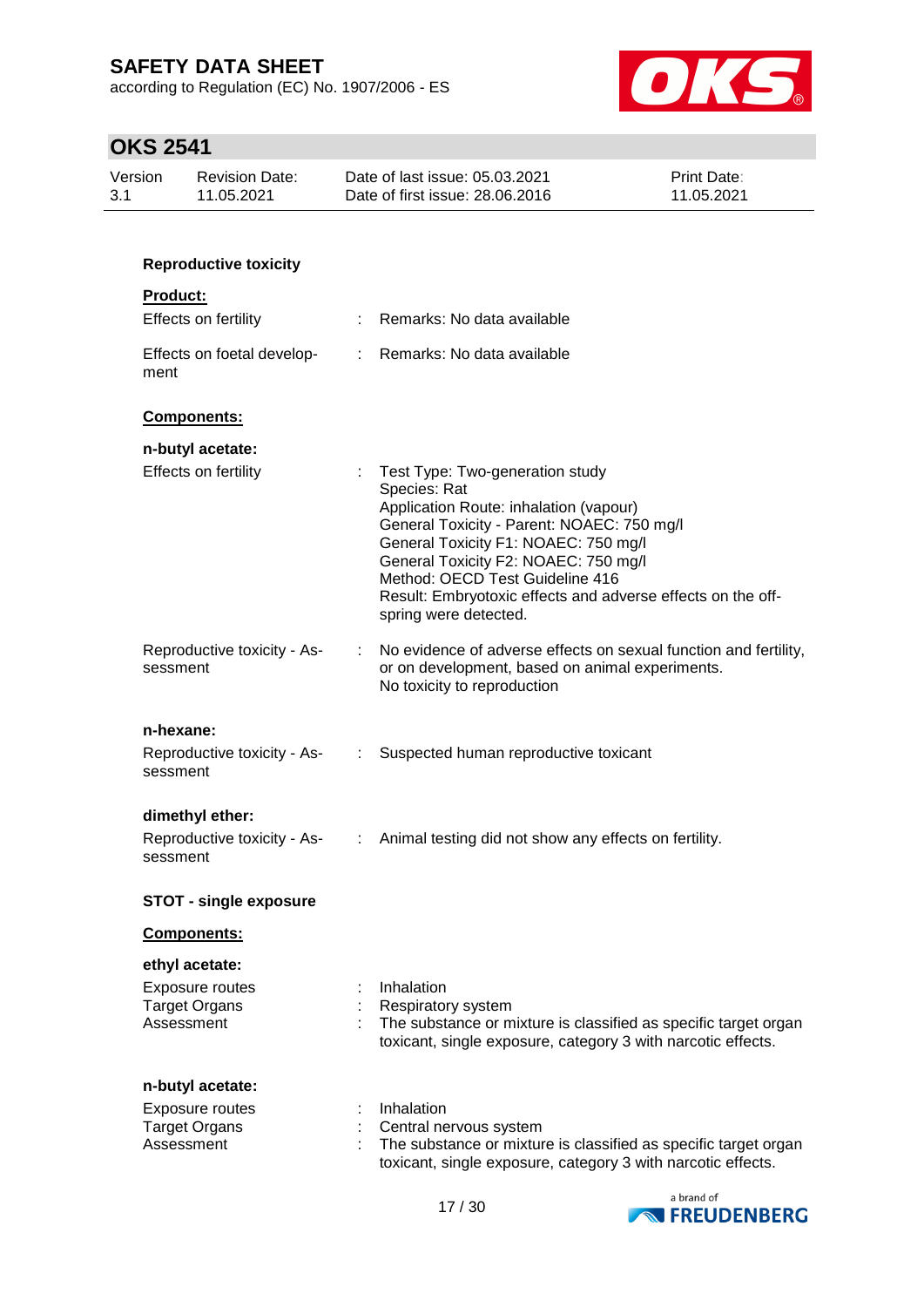#### Reproductive toxicity

**Product:**

| | | |
|---|---|---|
| Effects on fertility | : | Remarks: No data available |
| Effects on foetal development | : | Remarks: No data available |

**Components:**

**n-butyl acetate:**

| | | |
|---|---|---|
| Effects on fertility | : | Test Type: Two-generation study<br>Species: Rat<br>Application Route: inhalation (vapour)<br>General Toxicity - Parent: NOAEC: 750 mg/l<br>General Toxicity F1: NOAEC: 750 mg/l<br>General Toxicity F2: NOAEC: 750 mg/l<br>Method: OECD Test Guideline 416<br>Result: Embryotoxic effects and adverse effects on the offspring were detected. |
| Reproductive toxicity - Assessment | : | No evidence of adverse effects on sexual function and fertility, or on development, based on animal experiments.<br>No toxicity to reproduction |

**n-hexane:**

| | | |
|---|---|---|
| Reproductive toxicity - Assessment | : | Suspected human reproductive toxicant |

**dimethyl ether:**

| | | |
|---|---|---|
| Reproductive toxicity - Assessment | : | Animal testing did not show any effects on fertility. |

#### STOT - single exposure

**Components:**

**ethyl acetate:**

| | | |
|---|---|---|
| Exposure routes | : | Inhalation |
| Target Organs | : | Respiratory system |
| Assessment | : | The substance or mixture is classified as specific target organ toxicant, single exposure, category 3 with narcotic effects. |

**n-butyl acetate:**

| | | |
|---|---|---|
| Exposure routes | : | Inhalation |
| Target Organs | : | Central nervous system |
| Assessment | : | The substance or mixture is classified as specific target organ toxicant, single exposure, category 3 with narcotic effects. |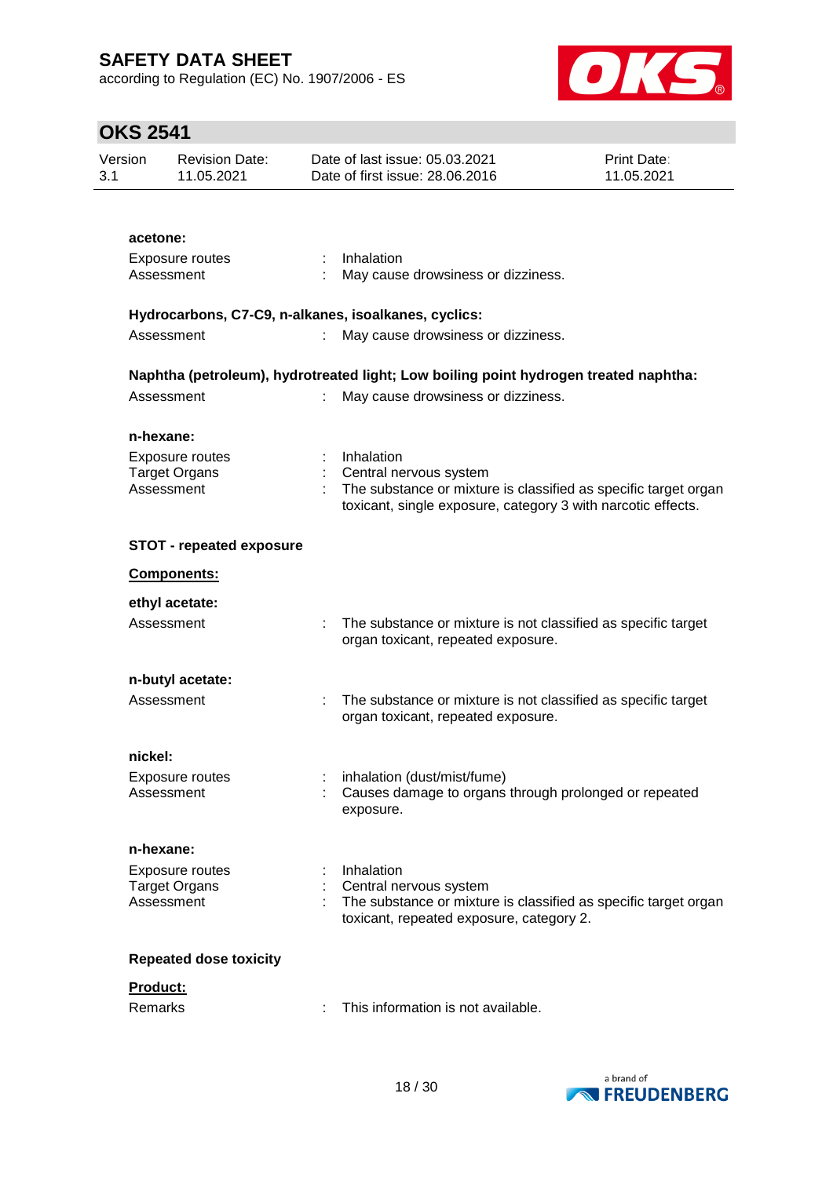**acetone:**

Exposure routes : Inhalation
Assessment : May cause drowsiness or dizziness.

**Hydrocarbons, C7-C9, n-alkanes, isoalkanes, cyclics:**

Assessment : May cause drowsiness or dizziness.

**Naphtha (petroleum), hydrotreated light; Low boiling point hydrogen treated naphtha:**

Assessment : May cause drowsiness or dizziness.

**n-hexane:**

Exposure routes : Inhalation
Target Organs : Central nervous system
Assessment : The substance or mixture is classified as specific target organ toxicant, single exposure, category 3 with narcotic effects.

**STOT - repeated exposure**

**Components:**

**ethyl acetate:**

Assessment : The substance or mixture is not classified as specific target organ toxicant, repeated exposure.

**n-butyl acetate:**

Assessment : The substance or mixture is not classified as specific target organ toxicant, repeated exposure.

**nickel:**

Exposure routes : inhalation (dust/mist/fume)
Assessment : Causes damage to organs through prolonged or repeated exposure.

**n-hexane:**

Exposure routes : Inhalation
Target Organs : Central nervous system
Assessment : The substance or mixture is classified as specific target organ toxicant, repeated exposure, category 2.

**Repeated dose toxicity**

**Product:**

Remarks : This information is not available.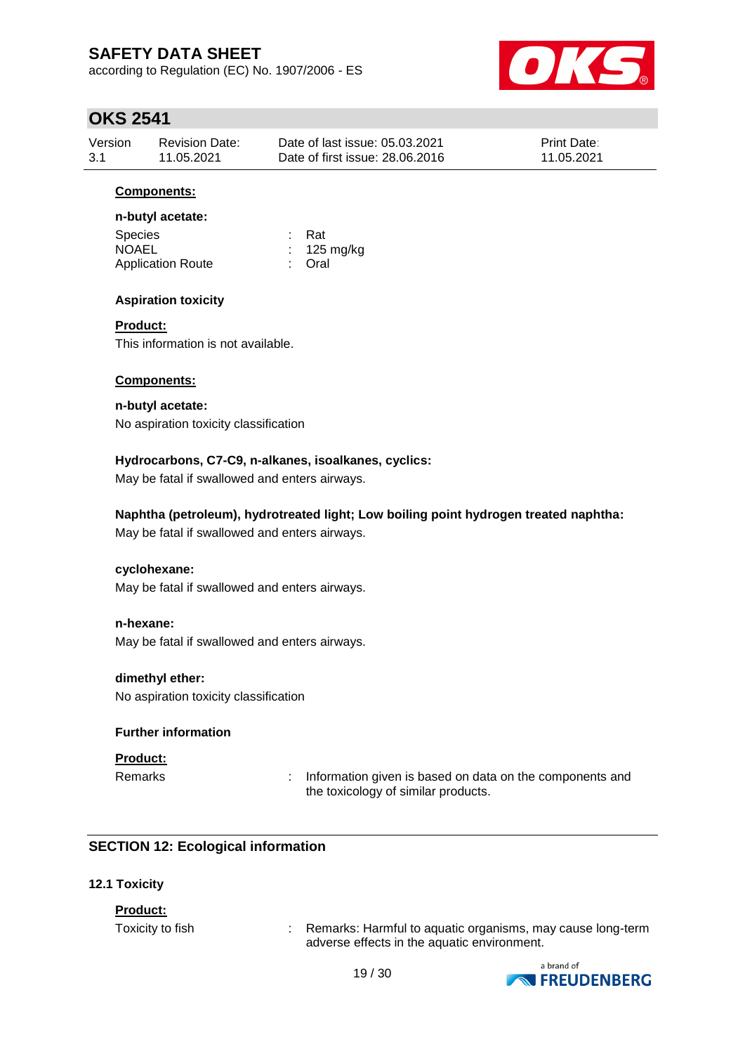**Components:**

**n-butyl acetate:**

| | | |
|---|---|---|
| Species | : | Rat |
| NOAEL | : | 125 mg/kg |
| Application Route | : | Oral |

**Aspiration toxicity**

**Product:**

This information is not available.

**Components:**

**n-butyl acetate:**

No aspiration toxicity classification

**Hydrocarbons, C7-C9, n-alkanes, isoalkanes, cyclics:**

May be fatal if swallowed and enters airways.

**Naphtha (petroleum), hydrotreated light; Low boiling point hydrogen treated naphtha:**

May be fatal if swallowed and enters airways.

**cyclohexane:**

May be fatal if swallowed and enters airways.

**n-hexane:**

May be fatal if swallowed and enters airways.

**dimethyl ether:**

No aspiration toxicity classification

**Further information**

**Product:**

| | | |
|---|---|---|
| Remarks | : | Information given is based on data on the components and the toxicology of similar products. |

## SECTION 12: Ecological information

### 12.1 Toxicity

**Product:**

| | | |
|---|---|---|
| Toxicity to fish | : | Remarks: Harmful to aquatic organisms, may cause long-term adverse effects in the aquatic environment. |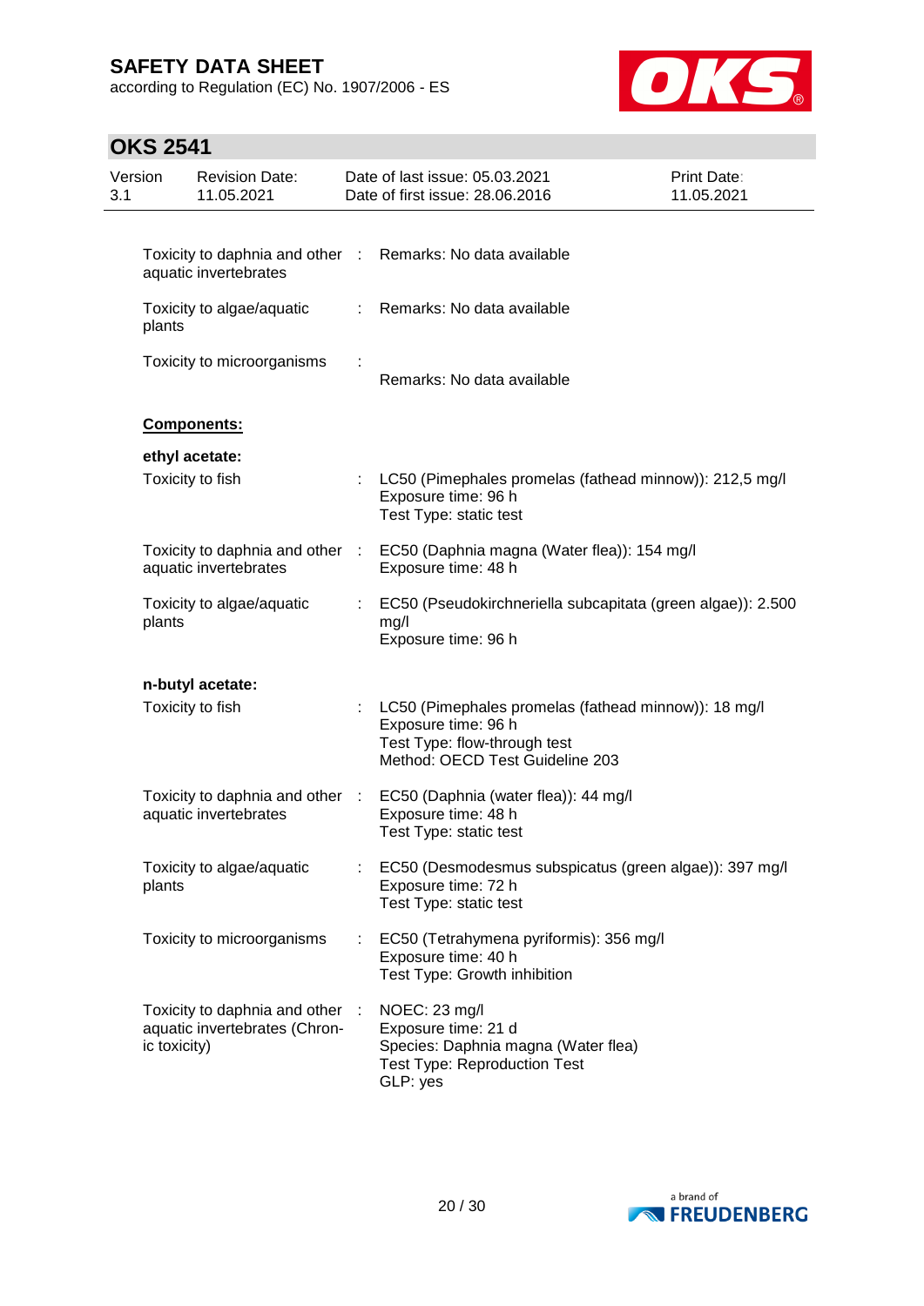| | | |
|---|---|---|
| Toxicity to daphnia and other aquatic invertebrates | : | Remarks: No data available |
| Toxicity to algae/aquatic plants | : | Remarks: No data available |
| Toxicity to microorganisms | : | Remarks: No data available |

**Components:**

**ethyl acetate:**

| | | |
|---|---|---|
| Toxicity to fish | : | LC50 (Pimephales promelas (fathead minnow)): 212,5 mg/l<br>Exposure time: 96 h<br>Test Type: static test |
| Toxicity to daphnia and other aquatic invertebrates | : | EC50 (Daphnia magna (Water flea)): 154 mg/l<br>Exposure time: 48 h |
| Toxicity to algae/aquatic plants | : | EC50 (Pseudokirchneriella subcapitata (green algae)): 2.500 mg/l<br>Exposure time: 96 h |

**n-butyl acetate:**

| | | |
|---|---|---|
| Toxicity to fish | : | LC50 (Pimephales promelas (fathead minnow)): 18 mg/l<br>Exposure time: 96 h<br>Test Type: flow-through test<br>Method: OECD Test Guideline 203 |
| Toxicity to daphnia and other aquatic invertebrates | : | EC50 (Daphnia (water flea)): 44 mg/l<br>Exposure time: 48 h<br>Test Type: static test |
| Toxicity to algae/aquatic plants | : | EC50 (Desmodesmus subspicatus (green algae)): 397 mg/l<br>Exposure time: 72 h<br>Test Type: static test |
| Toxicity to microorganisms | : | EC50 (Tetrahymena pyriformis): 356 mg/l<br>Exposure time: 40 h<br>Test Type: Growth inhibition |
| Toxicity to daphnia and other aquatic invertebrates (Chronic toxicity) | : | NOEC: 23 mg/l<br>Exposure time: 21 d<br>Species: Daphnia magna (Water flea)<br>Test Type: Reproduction Test<br>GLP: yes |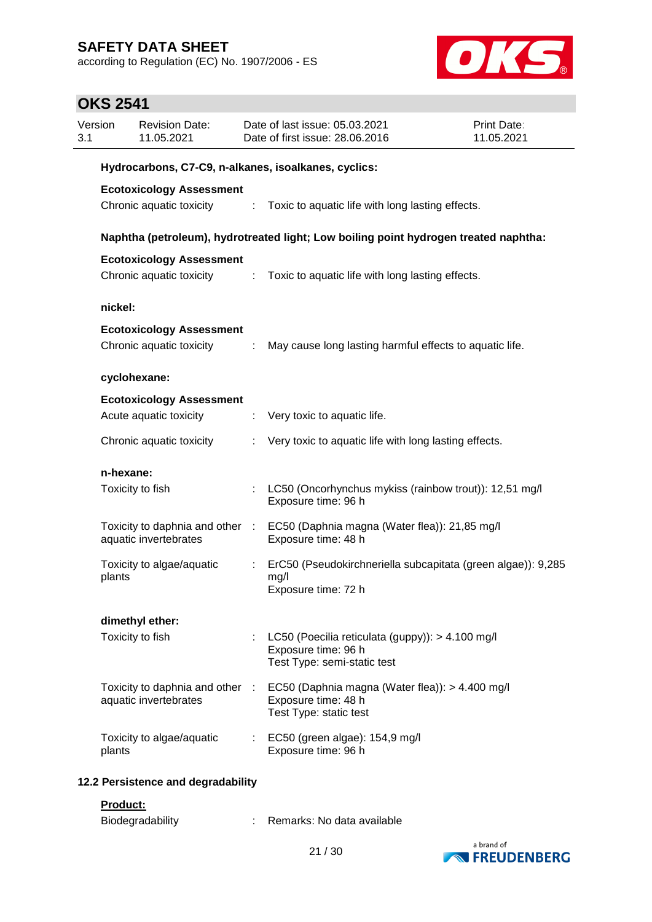**Hydrocarbons, C7-C9, n-alkanes, isoalkanes, cyclics:**

**Ecotoxicology Assessment**

| | | |
|---|---|---|
| Chronic aquatic toxicity | : | Toxic to aquatic life with long lasting effects. |

**Naphtha (petroleum), hydrotreated light; Low boiling point hydrogen treated naphtha:**

**Ecotoxicology Assessment**

| | | |
|---|---|---|
| Chronic aquatic toxicity | : | Toxic to aquatic life with long lasting effects. |

**nickel:**

**Ecotoxicology Assessment**

| | | |
|---|---|---|
| Chronic aquatic toxicity | : | May cause long lasting harmful effects to aquatic life. |

**cyclohexane:**

**Ecotoxicology Assessment**

| | | |
|---|---|---|
| Acute aquatic toxicity | : | Very toxic to aquatic life. |
| Chronic aquatic toxicity | : | Very toxic to aquatic life with long lasting effects. |

**n-hexane:**

| | | |
|---|---|---|
| Toxicity to fish | : | LC50 (Oncorhynchus mykiss (rainbow trout)): 12,51 mg/l<br>Exposure time: 96 h |
| Toxicity to daphnia and other aquatic invertebrates | : | EC50 (Daphnia magna (Water flea)): 21,85 mg/l<br>Exposure time: 48 h |
| Toxicity to algae/aquatic plants | : | ErC50 (Pseudokirchneriella subcapitata (green algae)): 9,285 mg/l<br>Exposure time: 72 h |

**dimethyl ether:**

| | | |
|---|---|---|
| Toxicity to fish | : | LC50 (Poecilia reticulata (guppy)): > 4.100 mg/l<br>Exposure time: 96 h<br>Test Type: semi-static test |
| Toxicity to daphnia and other aquatic invertebrates | : | EC50 (Daphnia magna (Water flea)): > 4.400 mg/l<br>Exposure time: 48 h<br>Test Type: static test |
| Toxicity to algae/aquatic plants | : | EC50 (green algae): 154,9 mg/l<br>Exposure time: 96 h |

### 12.2 Persistence and degradability

**Product:**

| | | |
|---|---|---|
| Biodegradability | : | Remarks: No data available |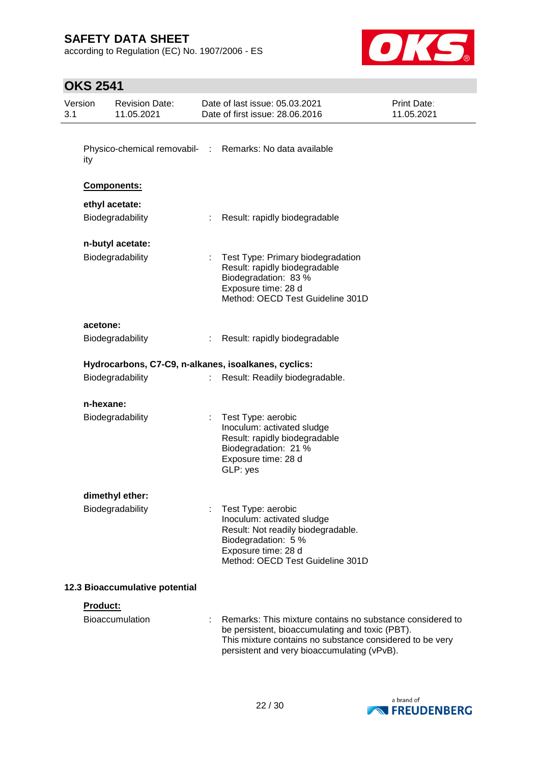Physico-chemical removability : Remarks: No data available

**Components:**

**ethyl acetate:**

Biodegradability : Result: rapidly biodegradable

**n-butyl acetate:**

Biodegradability : Test Type: Primary biodegradation
Result: rapidly biodegradable
Biodegradation: 83 %
Exposure time: 28 d
Method: OECD Test Guideline 301D

**acetone:**

Biodegradability : Result: rapidly biodegradable

**Hydrocarbons, C7-C9, n-alkanes, isoalkanes, cyclics:**

Biodegradability : Result: Readily biodegradable.

**n-hexane:**

Biodegradability : Test Type: aerobic
Inoculum: activated sludge
Result: rapidly biodegradable
Biodegradation: 21 %
Exposure time: 28 d
GLP: yes

**dimethyl ether:**

Biodegradability : Test Type: aerobic
Inoculum: activated sludge
Result: Not readily biodegradable.
Biodegradation: 5 %
Exposure time: 28 d
Method: OECD Test Guideline 301D

### 12.3 Bioaccumulative potential

**Product:**

Bioaccumulation : Remarks: This mixture contains no substance considered to be persistent, bioaccumulating and toxic (PBT).
This mixture contains no substance considered to be very persistent and very bioaccumulating (vPvB).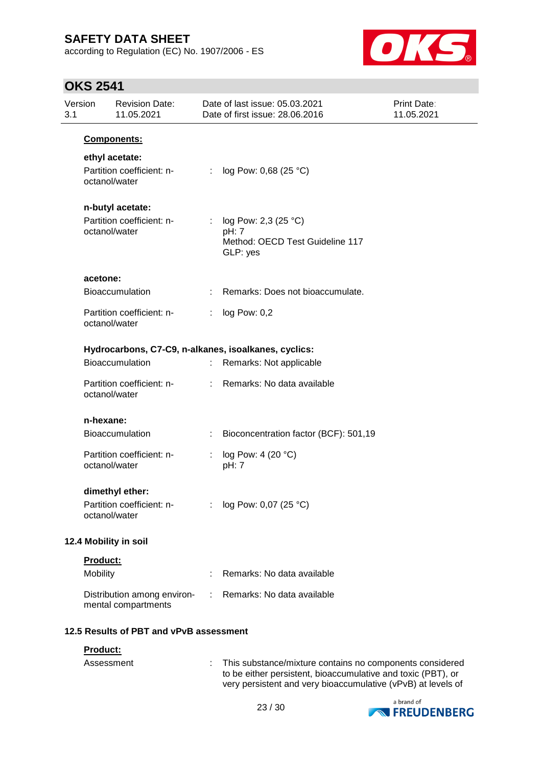**Components:**

**ethyl acetate:**

| | | |
|---|---|---|
| Partition coefficient: n-octanol/water | : | log Pow: 0,68 (25 °C) |

**n-butyl acetate:**

| | | |
|---|---|---|
| Partition coefficient: n-octanol/water | : | log Pow: 2,3 (25 °C)<br>pH: 7<br>Method: OECD Test Guideline 117<br>GLP: yes |

**acetone:**

| | | |
|---|---|---|
| Bioaccumulation | : | Remarks: Does not bioaccumulate. |
| Partition coefficient: n-octanol/water | : | log Pow: 0,2 |

**Hydrocarbons, C7-C9, n-alkanes, isoalkanes, cyclics:**

| | | |
|---|---|---|
| Bioaccumulation | : | Remarks: Not applicable |
| Partition coefficient: n-octanol/water | : | Remarks: No data available |

**n-hexane:**

| | | |
|---|---|---|
| Bioaccumulation | : | Bioconcentration factor (BCF): 501,19 |
| Partition coefficient: n-octanol/water | : | log Pow: 4 (20 °C)<br>pH: 7 |

**dimethyl ether:**

| | | |
|---|---|---|
| Partition coefficient: n-octanol/water | : | log Pow: 0,07 (25 °C) |

### 12.4 Mobility in soil

**Product:**

| | | |
|---|---|---|
| Mobility | : | Remarks: No data available |
| Distribution among environmental compartments | : | Remarks: No data available |

### 12.5 Results of PBT and vPvB assessment

**Product:**

| | | |
|---|---|---|
| Assessment | : | This substance/mixture contains no components considered to be either persistent, bioaccumulative and toxic (PBT), or very persistent and very bioaccumulative (vPvB) at levels of |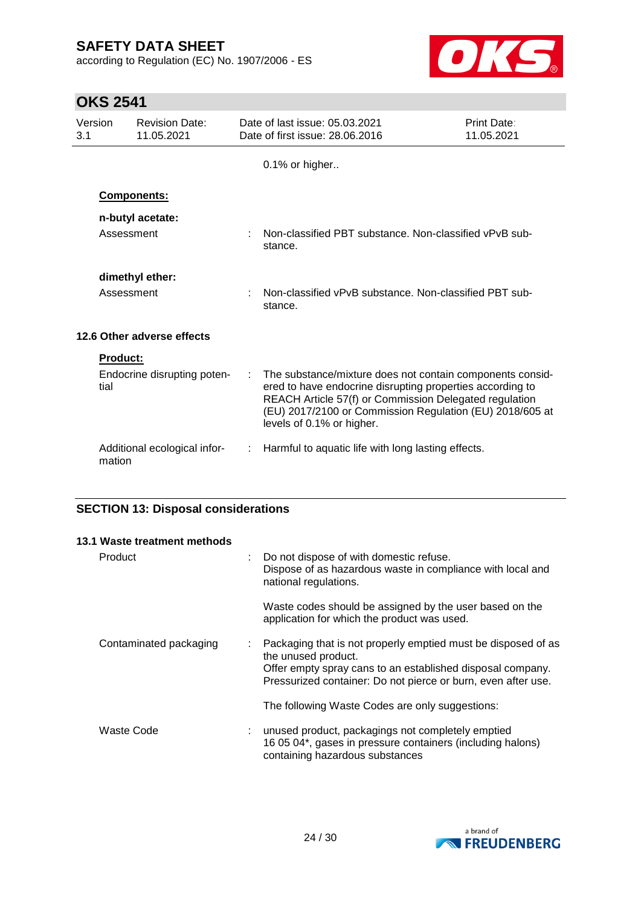0.1% or higher..

**Components:**

**n-butyl acetate:**

| | | |
|---|---|---|
| Assessment | : | Non-classified PBT substance. Non-classified vPvB substance. |

**dimethyl ether:**

| | | |
|---|---|---|
| Assessment | : | Non-classified vPvB substance. Non-classified PBT substance. |

### 12.6 Other adverse effects

**Product:**

| | | |
|---|---|---|
| Endocrine disrupting potential | : | The substance/mixture does not contain components considered to have endocrine disrupting properties according to REACH Article 57(f) or Commission Delegated regulation (EU) 2017/2100 or Commission Regulation (EU) 2018/605 at levels of 0.1% or higher. |
| Additional ecological information | : | Harmful to aquatic life with long lasting effects. |

## SECTION 13: Disposal considerations

### 13.1 Waste treatment methods

| | | |
|---|---|---|
| Product | : | Do not dispose of with domestic refuse.<br>Dispose of as hazardous waste in compliance with local and national regulations.<br><br>Waste codes should be assigned by the user based on the application for which the product was used. |
| Contaminated packaging | : | Packaging that is not properly emptied must be disposed of as the unused product.<br>Offer empty spray cans to an established disposal company.<br>Pressurized container: Do not pierce or burn, even after use.<br><br>The following Waste Codes are only suggestions: |
| Waste Code | : | unused product, packagings not completely emptied<br>16 05 04*, gases in pressure containers (including halons) containing hazardous substances |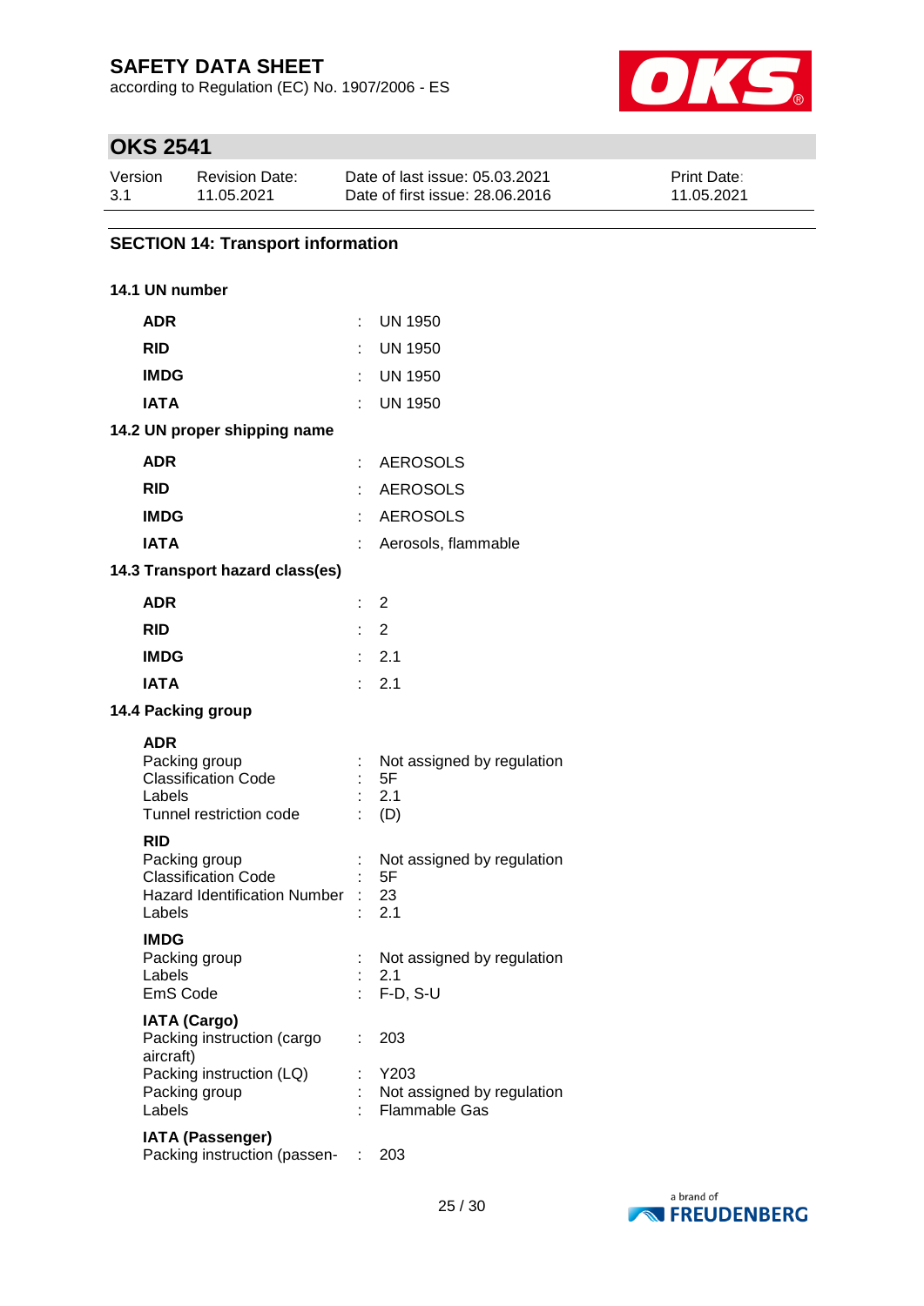## SECTION 14: Transport information

### 14.1 UN number

| | | |
|---|---|---|
| **ADR** | : | UN 1950 |
| **RID** | : | UN 1950 |
| **IMDG** | : | UN 1950 |
| **IATA** | : | UN 1950 |

### 14.2 UN proper shipping name

| | | |
|---|---|---|
| **ADR** | : | AEROSOLS |
| **RID** | : | AEROSOLS |
| **IMDG** | : | AEROSOLS |
| **IATA** | : | Aerosols, flammable |

### 14.3 Transport hazard class(es)

| | | |
|---|---|---|
| **ADR** | : | 2 |
| **RID** | : | 2 |
| **IMDG** | : | 2.1 |
| **IATA** | : | 2.1 |

### 14.4 Packing group

**ADR**

| | | |
|---|---|---|
| Packing group | : | Not assigned by regulation |
| Classification Code | : | 5F |
| Labels | : | 2.1 |
| Tunnel restriction code | : | (D) |

**RID**

| | | |
|---|---|---|
| Packing group | : | Not assigned by regulation |
| Classification Code | : | 5F |
| Hazard Identification Number | : | 23 |
| Labels | : | 2.1 |

**IMDG**

| | | |
|---|---|---|
| Packing group | : | Not assigned by regulation |
| Labels | : | 2.1 |
| EmS Code | : | F-D, S-U |

**IATA (Cargo)**

| | | |
|---|---|---|
| Packing instruction (cargo aircraft) | : | 203 |
| Packing instruction (LQ) | : | Y203 |
| Packing group | : | Not assigned by regulation |
| Labels | : | Flammable Gas |

**IATA (Passenger)**

| | | |
|---|---|---|
| Packing instruction (passen- | : | 203 |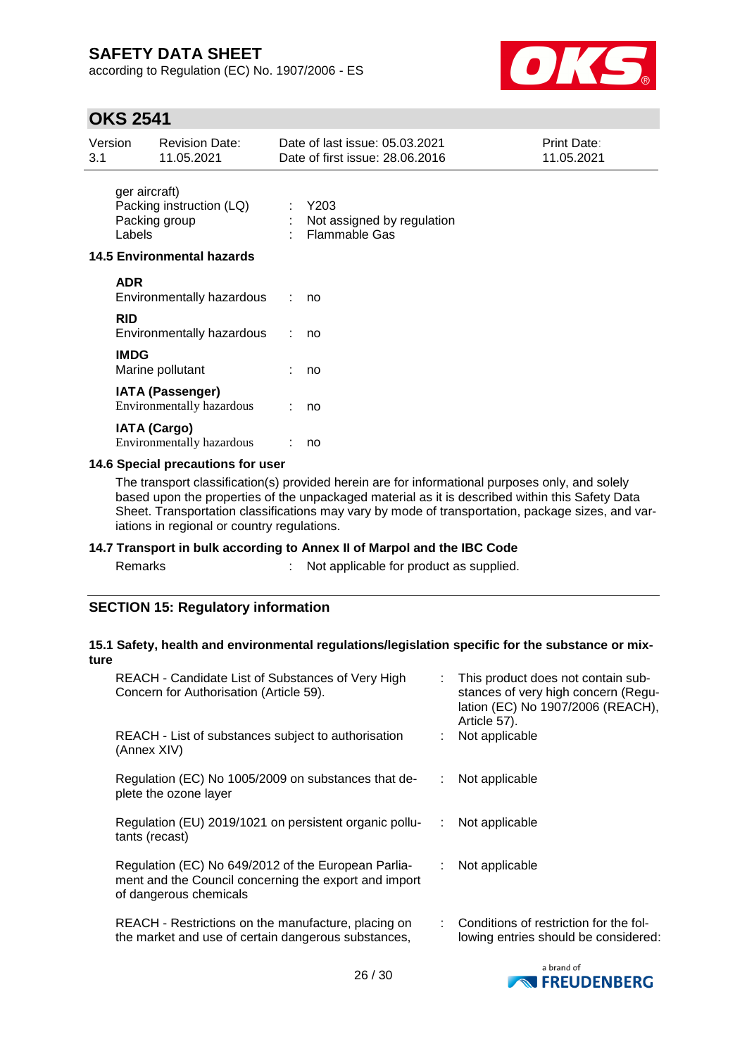ger aircraft)

| | | |
|---|---|---|
| Packing instruction (LQ) | : | Y203 |
| Packing group | : | Not assigned by regulation |
| Labels | : | Flammable Gas |

### 14.5 Environmental hazards

**ADR**

| | | |
|---|---|---|
| Environmentally hazardous | : | no |

**RID**

| | | |
|---|---|---|
| Environmentally hazardous | : | no |

**IMDG**

| | | |
|---|---|---|
| Marine pollutant | : | no |

**IATA (Passenger)**

| | | |
|---|---|---|
| Environmentally hazardous | : | no |

**IATA (Cargo)**

| | | |
|---|---|---|
| Environmentally hazardous | : | no |

### 14.6 Special precautions for user

The transport classification(s) provided herein are for informational purposes only, and solely based upon the properties of the unpackaged material as it is described within this Safety Data Sheet. Transportation classifications may vary by mode of transportation, package sizes, and variations in regional or country regulations.

### 14.7 Transport in bulk according to Annex II of Marpol and the IBC Code

| | | |
|---|---|---|
| Remarks | : | Not applicable for product as supplied. |

## SECTION 15: Regulatory information

### 15.1 Safety, health and environmental regulations/legislation specific for the substance or mixture

| | | |
|---|---|---|
| REACH - Candidate List of Substances of Very High Concern for Authorisation (Article 59). | : | This product does not contain substances of very high concern (Regulation (EC) No 1907/2006 (REACH), Article 57). |
| REACH - List of substances subject to authorisation (Annex XIV) | : | Not applicable |
| Regulation (EC) No 1005/2009 on substances that deplete the ozone layer | : | Not applicable |
| Regulation (EU) 2019/1021 on persistent organic pollutants (recast) | : | Not applicable |
| Regulation (EC) No 649/2012 of the European Parliament and the Council concerning the export and import of dangerous chemicals | : | Not applicable |
| REACH - Restrictions on the manufacture, placing on the market and use of certain dangerous substances, | : | Conditions of restriction for the following entries should be considered: |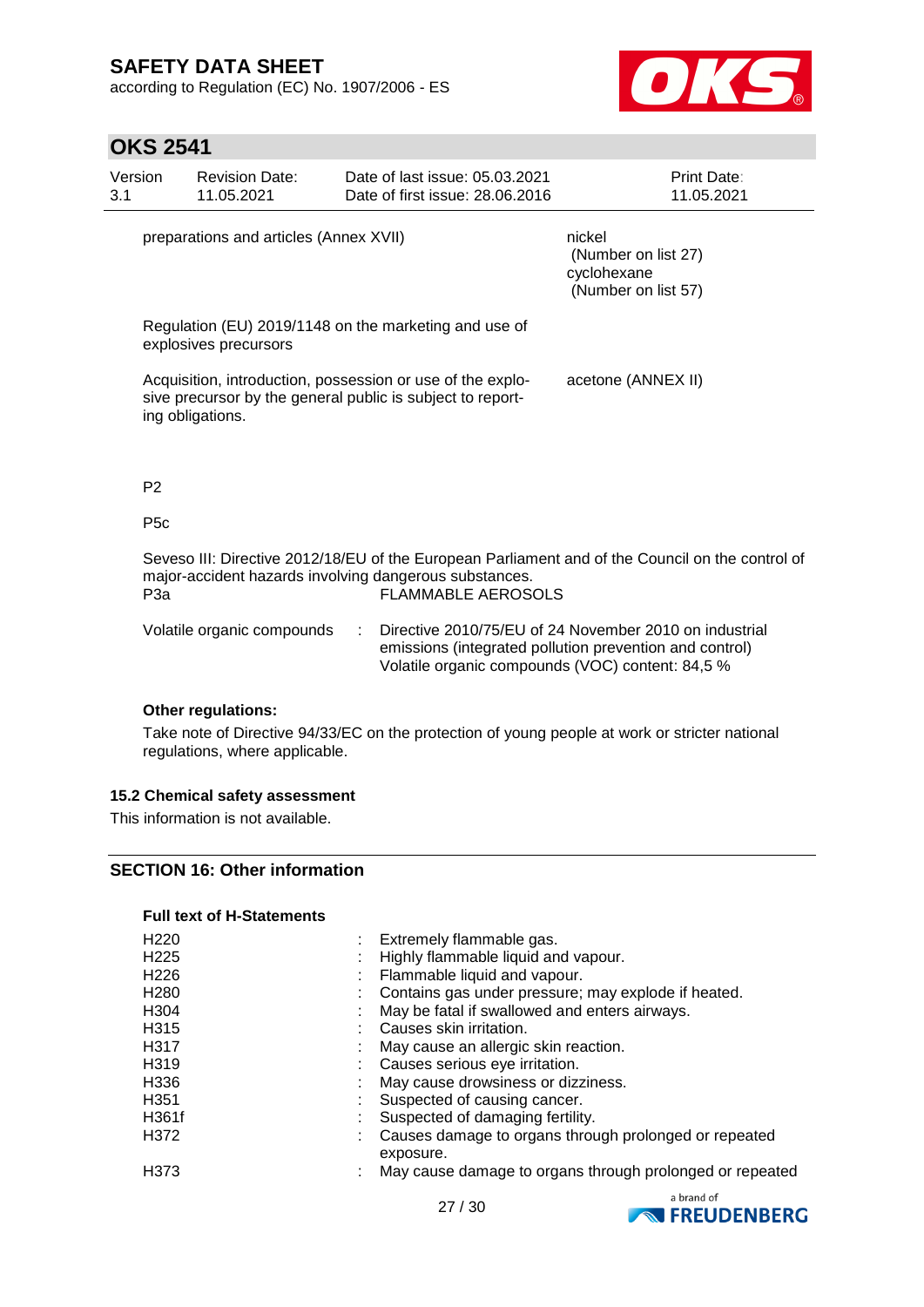| | |
|---|---|
| preparations and articles (Annex XVII) | nickel (Number on list 27) cyclohexane (Number on list 57) |
| Regulation (EU) 2019/1148 on the marketing and use of explosives precursors | |
| Acquisition, introduction, possession or use of the explosive precursor by the general public is subject to reporting obligations. | acetone (ANNEX II) |

P2

P5c

Seveso III: Directive 2012/18/EU of the European Parliament and of the Council on the control of major-accident hazards involving dangerous substances.

| | |
|---|---|
| P3a | FLAMMABLE AEROSOLS |

Volatile organic compounds : Directive 2010/75/EU of 24 November 2010 on industrial emissions (integrated pollution prevention and control)
Volatile organic compounds (VOC) content: 84,5 %

**Other regulations:**

Take note of Directive 94/33/EC on the protection of young people at work or stricter national regulations, where applicable.

### 15.2 Chemical safety assessment

This information is not available.

## SECTION 16: Other information

**Full text of H-Statements**

| | |
|---|---|
| H220 | Extremely flammable gas. |
| H225 | Highly flammable liquid and vapour. |
| H226 | Flammable liquid and vapour. |
| H280 | Contains gas under pressure; may explode if heated. |
| H304 | May be fatal if swallowed and enters airways. |
| H315 | Causes skin irritation. |
| H317 | May cause an allergic skin reaction. |
| H319 | Causes serious eye irritation. |
| H336 | May cause drowsiness or dizziness. |
| H351 | Suspected of causing cancer. |
| H361f | Suspected of damaging fertility. |
| H372 | Causes damage to organs through prolonged or repeated exposure. |
| H373 | May cause damage to organs through prolonged or repeated |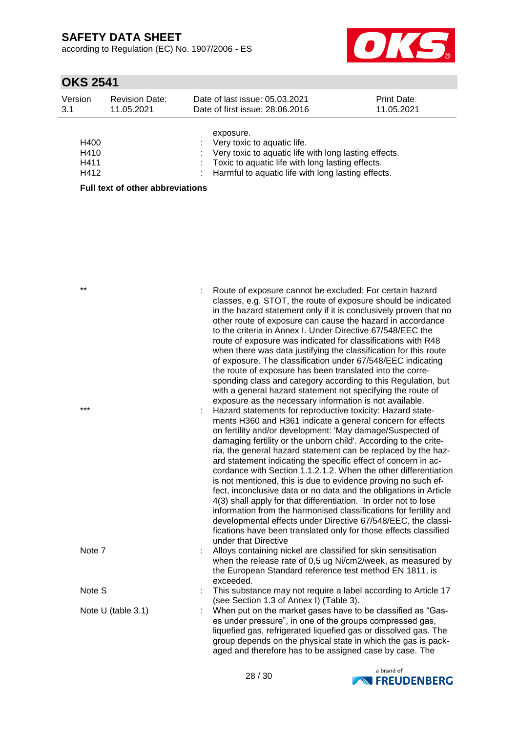| | | |
|---|---|---|
| | | exposure. |
| H400 | : | Very toxic to aquatic life. |
| H410 | : | Very toxic to aquatic life with long lasting effects. |
| H411 | : | Toxic to aquatic life with long lasting effects. |
| H412 | : | Harmful to aquatic life with long lasting effects. |

**Full text of other abbreviations**

| | | |
|---|---|---|
| ** | : | Route of exposure cannot be excluded: For certain hazard classes, e.g. STOT, the route of exposure should be indicated in the hazard statement only if it is conclusively proven that no other route of exposure can cause the hazard in accordance to the criteria in Annex I. Under Directive 67/548/EEC the route of exposure was indicated for classifications with R48 when there was data justifying the classification for this route of exposure. The classification under 67/548/EEC indicating the route of exposure has been translated into the corresponding class and category according to this Regulation, but with a general hazard statement not specifying the route of exposure as the necessary information is not available. |
| *** | : | Hazard statements for reproductive toxicity: Hazard statements H360 and H361 indicate a general concern for effects on fertility and/or development: 'May damage/Suspected of damaging fertility or the unborn child'. According to the criteria, the general hazard statement can be replaced by the hazard statement indicating the specific effect of concern in accordance with Section 1.1.2.1.2. When the other differentiation is not mentioned, this is due to evidence proving no such effect, inconclusive data or no data and the obligations in Article 4(3) shall apply for that differentiation. In order not to lose information from the harmonised classifications for fertility and developmental effects under Directive 67/548/EEC, the classifications have been translated only for those effects classified under that Directive |
| Note 7 | : | Alloys containing nickel are classified for skin sensitisation when the release rate of 0,5 ug Ni/cm2/week, as measured by the European Standard reference test method EN 1811, is exceeded. |
| Note S | : | This substance may not require a label according to Article 17 (see Section 1.3 of Annex I) (Table 3). |
| Note U (table 3.1) | : | When put on the market gases have to be classified as "Gases under pressure", in one of the groups compressed gas, liquefied gas, refrigerated liquefied gas or dissolved gas. The group depends on the physical state in which the gas is packaged and therefore has to be assigned case by case. The |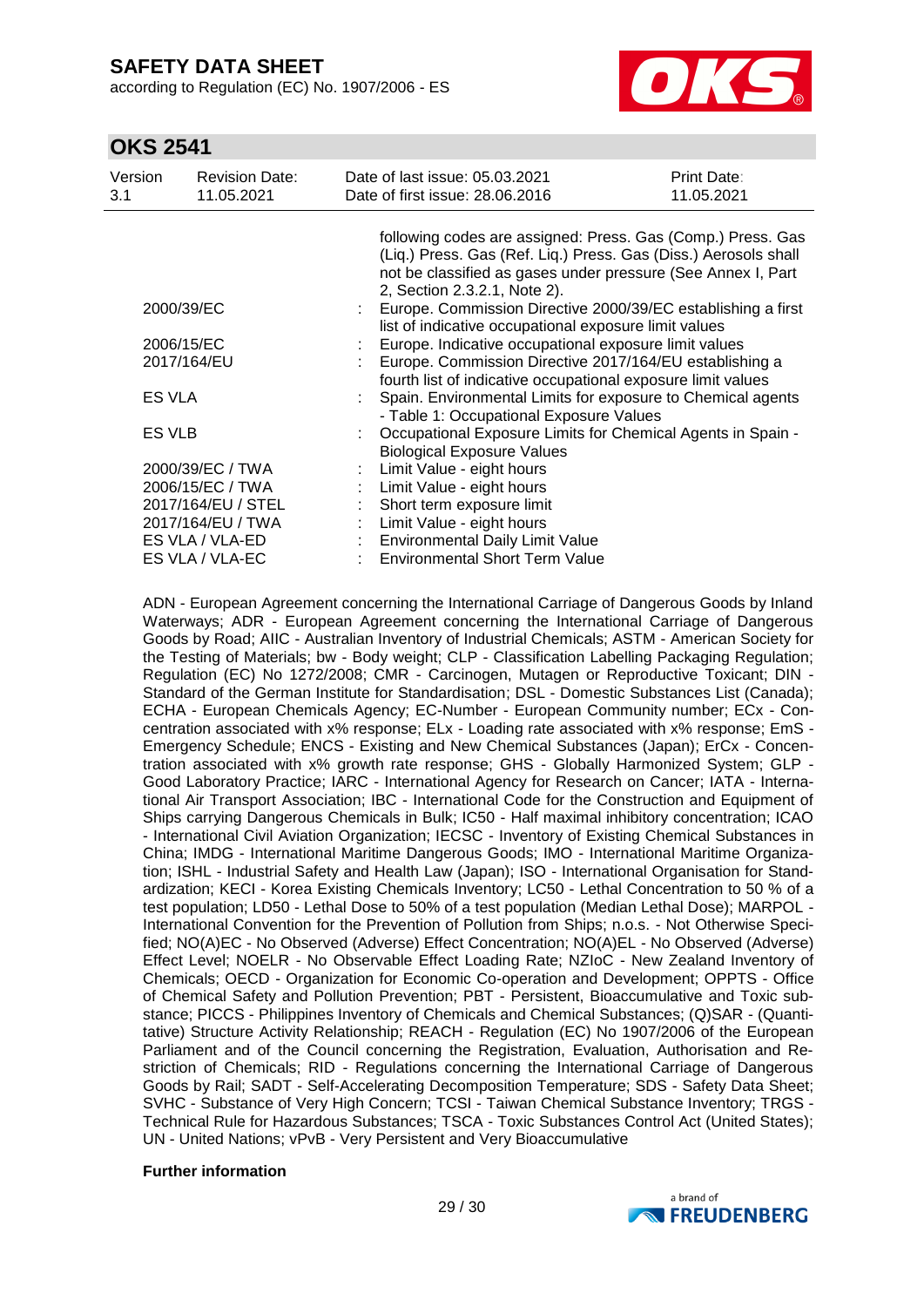following codes are assigned: Press. Gas (Comp.) Press. Gas (Liq.) Press. Gas (Ref. Liq.) Press. Gas (Diss.) Aerosols shall not be classified as gases under pressure (See Annex I, Part 2, Section 2.3.2.1, Note 2).

| | | |
|---|---|---|
| 2000/39/EC | : | Europe. Commission Directive 2000/39/EC establishing a first list of indicative occupational exposure limit values |
| 2006/15/EC | : | Europe. Indicative occupational exposure limit values |
| 2017/164/EU | : | Europe. Commission Directive 2017/164/EU establishing a fourth list of indicative occupational exposure limit values |
| ES VLA | : | Spain. Environmental Limits for exposure to Chemical agents - Table 1: Occupational Exposure Values |
| ES VLB | : | Occupational Exposure Limits for Chemical Agents in Spain - Biological Exposure Values |
| 2000/39/EC / TWA | : | Limit Value - eight hours |
| 2006/15/EC / TWA | : | Limit Value - eight hours |
| 2017/164/EU / STEL | : | Short term exposure limit |
| 2017/164/EU / TWA | : | Limit Value - eight hours |
| ES VLA / VLA-ED | : | Environmental Daily Limit Value |
| ES VLA / VLA-EC | : | Environmental Short Term Value |

ADN - European Agreement concerning the International Carriage of Dangerous Goods by Inland Waterways; ADR - European Agreement concerning the International Carriage of Dangerous Goods by Road; AIIC - Australian Inventory of Industrial Chemicals; ASTM - American Society for the Testing of Materials; bw - Body weight; CLP - Classification Labelling Packaging Regulation; Regulation (EC) No 1272/2008; CMR - Carcinogen, Mutagen or Reproductive Toxicant; DIN - Standard of the German Institute for Standardisation; DSL - Domestic Substances List (Canada); ECHA - European Chemicals Agency; EC-Number - European Community number; ECx - Concentration associated with x% response; ELx - Loading rate associated with x% response; EmS - Emergency Schedule; ENCS - Existing and New Chemical Substances (Japan); ErCx - Concentration associated with x% growth rate response; GHS - Globally Harmonized System; GLP - Good Laboratory Practice; IARC - International Agency for Research on Cancer; IATA - International Air Transport Association; IBC - International Code for the Construction and Equipment of Ships carrying Dangerous Chemicals in Bulk; IC50 - Half maximal inhibitory concentration; ICAO - International Civil Aviation Organization; IECSC - Inventory of Existing Chemical Substances in China; IMDG - International Maritime Dangerous Goods; IMO - International Maritime Organization; ISHL - Industrial Safety and Health Law (Japan); ISO - International Organisation for Standardization; KECI - Korea Existing Chemicals Inventory; LC50 - Lethal Concentration to 50 % of a test population; LD50 - Lethal Dose to 50% of a test population (Median Lethal Dose); MARPOL - International Convention for the Prevention of Pollution from Ships; n.o.s. - Not Otherwise Specified; NO(A)EC - No Observed (Adverse) Effect Concentration; NO(A)EL - No Observed (Adverse) Effect Level; NOELR - No Observable Effect Loading Rate; NZIoC - New Zealand Inventory of Chemicals; OECD - Organization for Economic Co-operation and Development; OPPTS - Office of Chemical Safety and Pollution Prevention; PBT - Persistent, Bioaccumulative and Toxic substance; PICCS - Philippines Inventory of Chemicals and Chemical Substances; (Q)SAR - (Quantitative) Structure Activity Relationship; REACH - Regulation (EC) No 1907/2006 of the European Parliament and of the Council concerning the Registration, Evaluation, Authorisation and Restriction of Chemicals; RID - Regulations concerning the International Carriage of Dangerous Goods by Rail; SADT - Self-Accelerating Decomposition Temperature; SDS - Safety Data Sheet; SVHC - Substance of Very High Concern; TCSI - Taiwan Chemical Substance Inventory; TRGS - Technical Rule for Hazardous Substances; TSCA - Toxic Substances Control Act (United States); UN - United Nations; vPvB - Very Persistent and Very Bioaccumulative

**Further information**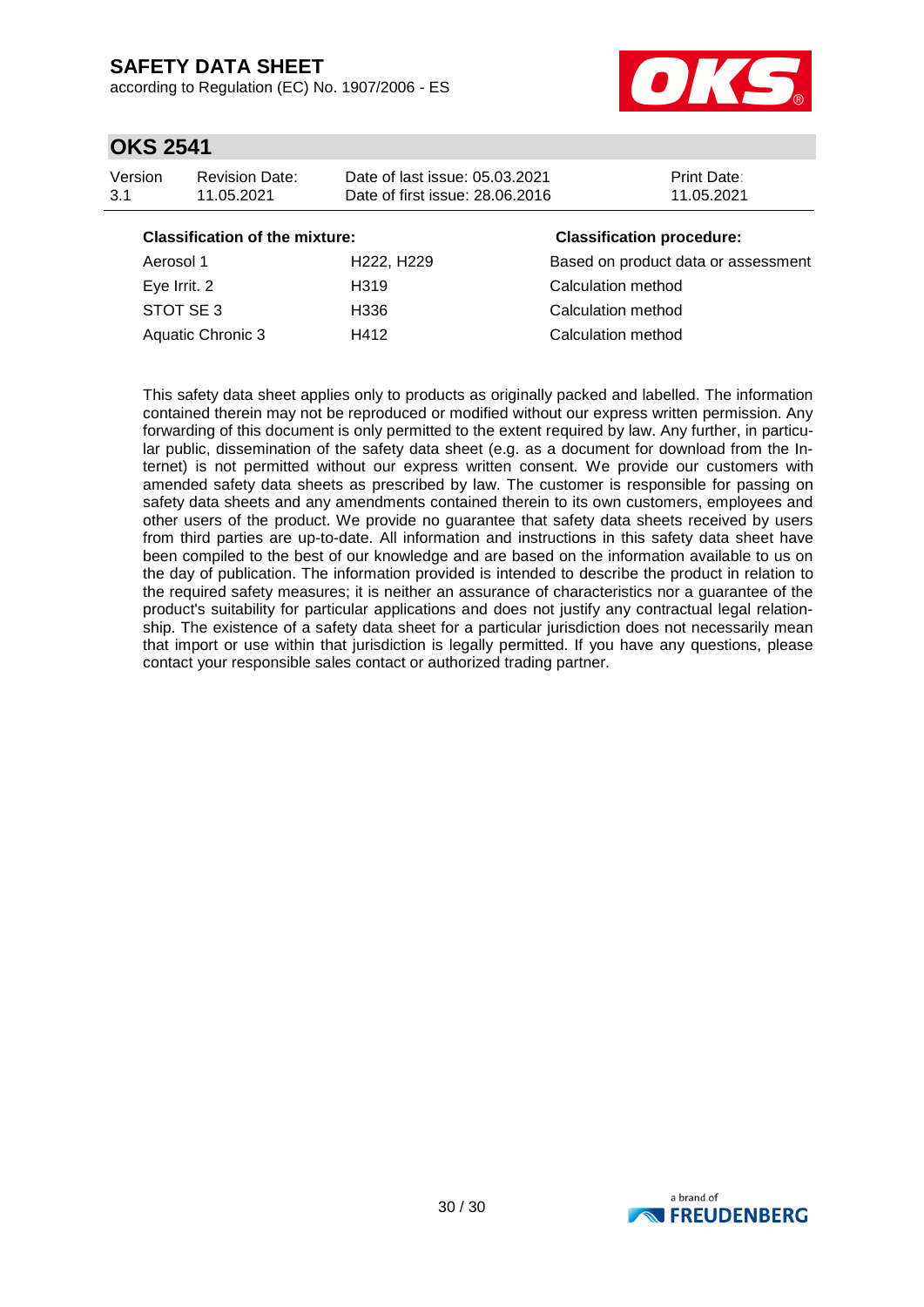**Classification of the mixture:**

| Classification of the mixture: | | Classification procedure: |
| --- | --- | --- |
| Aerosol 1 | H222, H229 | Based on product data or assessment |
| Eye Irrit. 2 | H319 | Calculation method |
| STOT SE 3 | H336 | Calculation method |
| Aquatic Chronic 3 | H412 | Calculation method |

This safety data sheet applies only to products as originally packed and labelled. The information contained therein may not be reproduced or modified without our express written permission. Any forwarding of this document is only permitted to the extent required by law. Any further, in particular public, dissemination of the safety data sheet (e.g. as a document for download from the Internet) is not permitted without our express written consent. We provide our customers with amended safety data sheets as prescribed by law. The customer is responsible for passing on safety data sheets and any amendments contained therein to its own customers, employees and other users of the product. We provide no guarantee that safety data sheets received by users from third parties are up-to-date. All information and instructions in this safety data sheet have been compiled to the best of our knowledge and are based on the information available to us on the day of publication. The information provided is intended to describe the product in relation to the required safety measures; it is neither an assurance of characteristics nor a guarantee of the product's suitability for particular applications and does not justify any contractual legal relationship. The existence of a safety data sheet for a particular jurisdiction does not necessarily mean that import or use within that jurisdiction is legally permitted. If you have any questions, please contact your responsible sales contact or authorized trading partner.